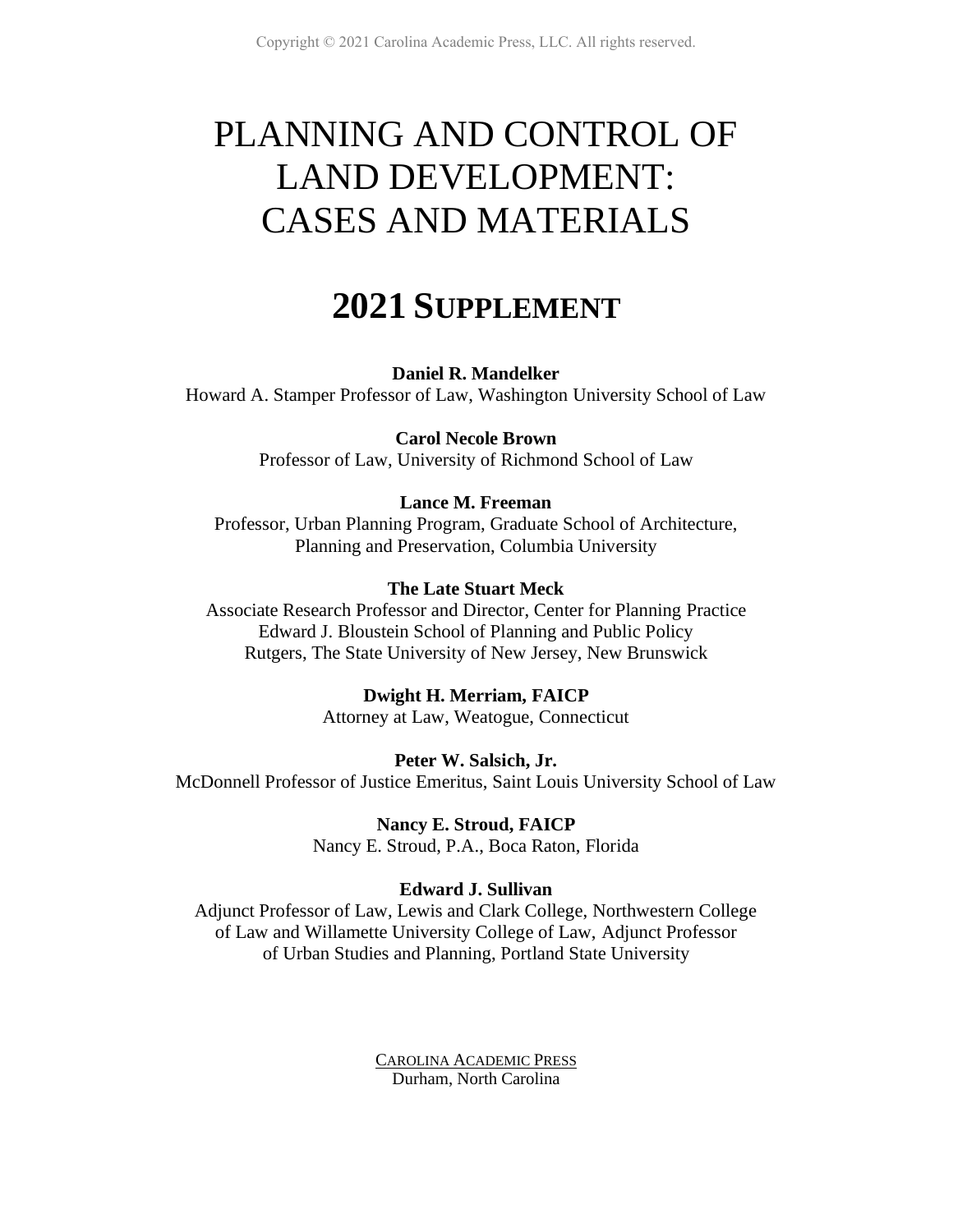Copyright © 2021 Carolina Academic Press, LLC. All rights reserved.

# PLANNING AND CONTROL OF LAND DEVELOPMENT: CASES AND MATERIALS

## 2021 SUPPLEMENT

**Daniel R. Mandelker**
Howard A. Stamper Professor of Law, Washington University School of Law

**Carol Necole Brown**
Professor of Law, University of Richmond School of Law

**Lance M. Freeman**
Professor, Urban Planning Program, Graduate School of Architecture, Planning and Preservation, Columbia University

**The Late Stuart Meck**
Associate Research Professor and Director, Center for Planning Practice
Edward J. Bloustein School of Planning and Public Policy
Rutgers, The State University of New Jersey, New Brunswick

**Dwight H. Merriam, FAICP**
Attorney at Law, Weatogue, Connecticut

**Peter W. Salsich, Jr.**
McDonnell Professor of Justice Emeritus, Saint Louis University School of Law

**Nancy E. Stroud, FAICP**
Nancy E. Stroud, P.A., Boca Raton, Florida

**Edward J. Sullivan**
Adjunct Professor of Law, Lewis and Clark College, Northwestern College of Law and Willamette University College of Law, Adjunct Professor of Urban Studies and Planning, Portland State University

CAROLINA ACADEMIC PRESS
Durham, North Carolina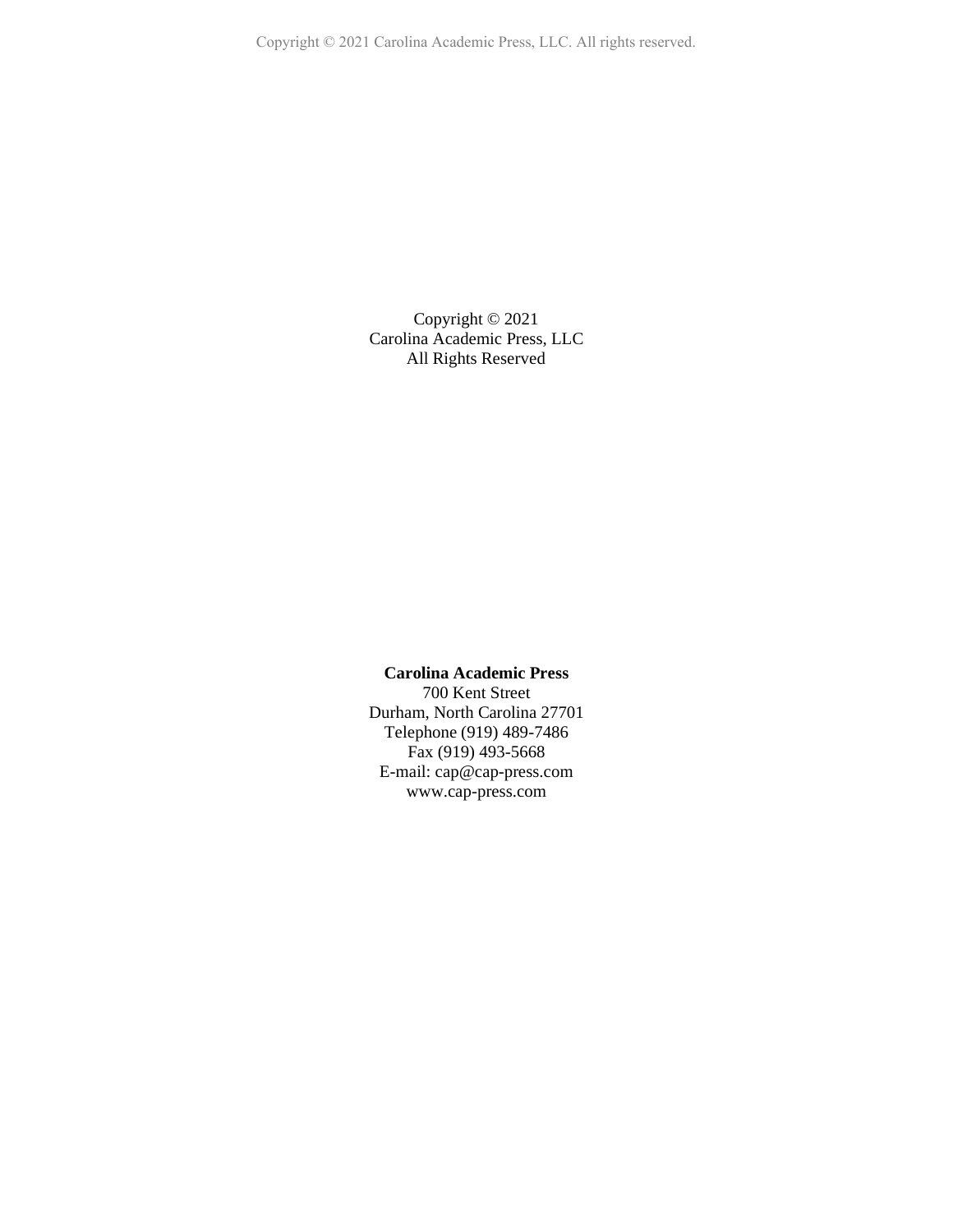Copyright © 2021
Carolina Academic Press, LLC
All Rights Reserved

**Carolina Academic Press**
700 Kent Street
Durham, North Carolina 27701
Telephone (919) 489-7486
Fax (919) 493-5668
E-mail: cap@cap-press.com
www.cap-press.com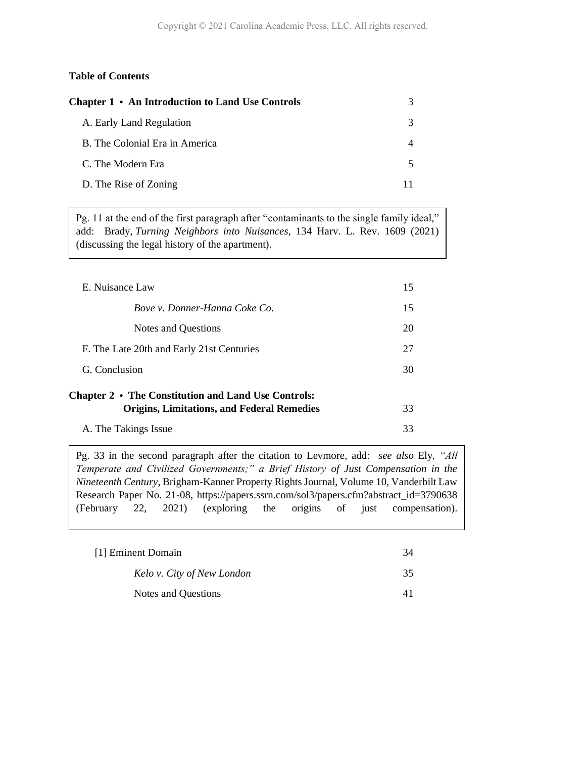**Table of Contents**

| | |
|---|---|
| **Chapter 1 • An Introduction to Land Use Controls** | 3 |
| A. Early Land Regulation | 3 |
| B. The Colonial Era in America | 4 |
| C. The Modern Era | 5 |
| D. The Rise of Zoning | 11 |

> Pg. 11 at the end of the first paragraph after "contaminants to the single family ideal," add: Brady, *Turning Neighbors into Nuisances*, 134 Harv. L. Rev. 1609 (2021) (discussing the legal history of the apartment).

| | |
|---|---|
| E. Nuisance Law | 15 |
| *Bove v. Donner-Hanna Coke Co.* | 15 |
| Notes and Questions | 20 |
| F. The Late 20th and Early 21st Centuries | 27 |
| G. Conclusion | 30 |
| **Chapter 2 • The Constitution and Land Use Controls: Origins, Limitations, and Federal Remedies** | 33 |
| A. The Takings Issue | 33 |

> Pg. 33 in the second paragraph after the citation to Levmore, add: *see also* Ely, *"All Temperate and Civilized Governments;" a Brief History of Just Compensation in the Nineteenth Century*, Brigham-Kanner Property Rights Journal, Volume 10, Vanderbilt Law Research Paper No. 21-08, https://papers.ssrn.com/sol3/papers.cfm?abstract_id=3790638 (February 22, 2021) (exploring the origins of just compensation).

| | |
|---|---|
| [1] Eminent Domain | 34 |
| *Kelo v. City of New London* | 35 |
| Notes and Questions | 41 |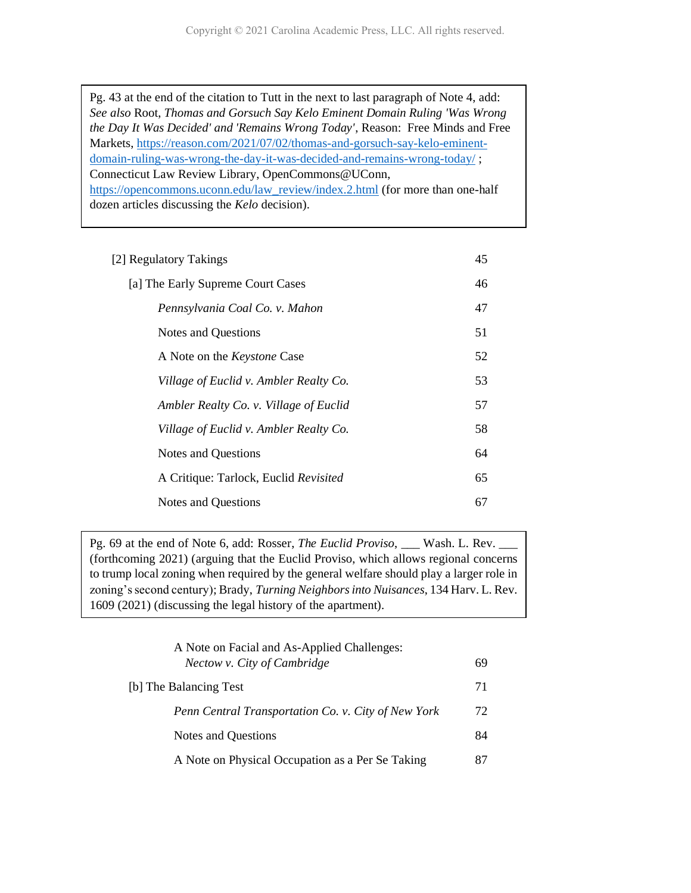> Pg. 43 at the end of the citation to Tutt in the next to last paragraph of Note 4, add: *See also* Root, *Thomas and Gorsuch Say Kelo Eminent Domain Ruling 'Was Wrong the Day It Was Decided' and 'Remains Wrong Today'*, Reason: Free Minds and Free Markets, https://reason.com/2021/07/02/thomas-and-gorsuch-say-kelo-eminent-domain-ruling-was-wrong-the-day-it-was-decided-and-remains-wrong-today/ ; Connecticut Law Review Library, OpenCommons@UConn, https://opencommons.uconn.edu/law_review/index.2.html (for more than one-half dozen articles discussing the *Kelo* decision).

| | |
|---|---|
| [2] Regulatory Takings | 45 |
| [a] The Early Supreme Court Cases | 46 |
| *Pennsylvania Coal Co. v. Mahon* | 47 |
| Notes and Questions | 51 |
| A Note on the *Keystone* Case | 52 |
| *Village of Euclid v. Ambler Realty Co.* | 53 |
| *Ambler Realty Co. v. Village of Euclid* | 57 |
| *Village of Euclid v. Ambler Realty Co.* | 58 |
| Notes and Questions | 64 |
| A Critique: Tarlock, Euclid *Revisited* | 65 |
| Notes and Questions | 67 |

> Pg. 69 at the end of Note 6, add: Rosser, *The Euclid Proviso*, ___ Wash. L. Rev. ___ (forthcoming 2021) (arguing that the Euclid Proviso, which allows regional concerns to trump local zoning when required by the general welfare should play a larger role in zoning's second century); Brady, *Turning Neighbors into Nuisances*, 134 Harv. L. Rev. 1609 (2021) (discussing the legal history of the apartment).

| | |
|---|---|
| A Note on Facial and As-Applied Challenges: *Nectow v. City of Cambridge* | 69 |
| [b] The Balancing Test | 71 |
| *Penn Central Transportation Co. v. City of New York* | 72 |
| Notes and Questions | 84 |
| A Note on Physical Occupation as a Per Se Taking | 87 |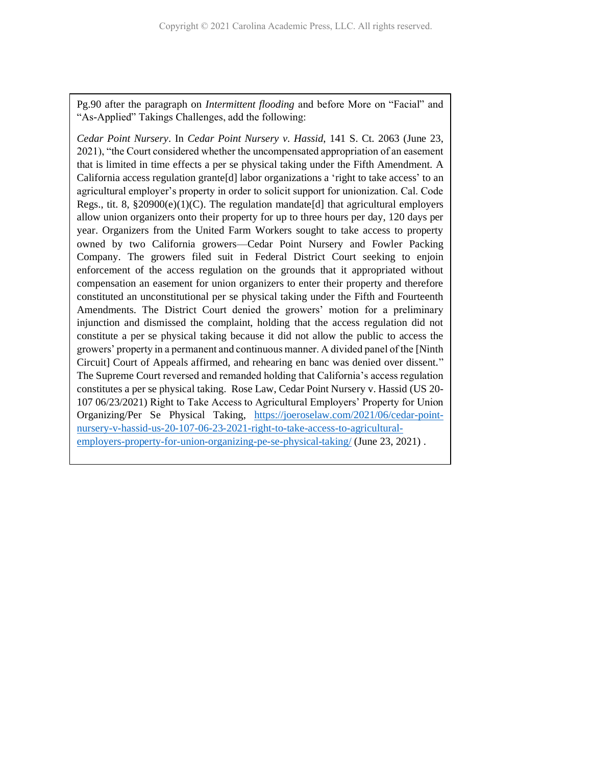Pg.90 after the paragraph on *Intermittent flooding* and before More on "Facial" and "As-Applied" Takings Challenges, add the following:

*Cedar Point Nursery*. In *Cedar Point Nursery v. Hassid*, 141 S. Ct. 2063 (June 23, 2021), "the Court considered whether the uncompensated appropriation of an easement that is limited in time effects a per se physical taking under the Fifth Amendment. A California access regulation grante[d] labor organizations a 'right to take access' to an agricultural employer's property in order to solicit support for unionization. Cal. Code Regs., tit. 8, §20900(e)(1)(C). The regulation mandate[d] that agricultural employers allow union organizers onto their property for up to three hours per day, 120 days per year. Organizers from the United Farm Workers sought to take access to property owned by two California growers—Cedar Point Nursery and Fowler Packing Company. The growers filed suit in Federal District Court seeking to enjoin enforcement of the access regulation on the grounds that it appropriated without compensation an easement for union organizers to enter their property and therefore constituted an unconstitutional per se physical taking under the Fifth and Fourteenth Amendments. The District Court denied the growers' motion for a preliminary injunction and dismissed the complaint, holding that the access regulation did not constitute a per se physical taking because it did not allow the public to access the growers' property in a permanent and continuous manner. A divided panel of the [Ninth Circuit] Court of Appeals affirmed, and rehearing en banc was denied over dissent." The Supreme Court reversed and remanded holding that California's access regulation constitutes a per se physical taking. Rose Law, Cedar Point Nursery v. Hassid (US 20-107 06/23/2021) Right to Take Access to Agricultural Employers' Property for Union Organizing/Per Se Physical Taking, https://joeroselaw.com/2021/06/cedar-point-nursery-v-hassid-us-20-107-06-23-2021-right-to-take-access-to-agricultural-employers-property-for-union-organizing-pe-se-physical-taking/ (June 23, 2021) .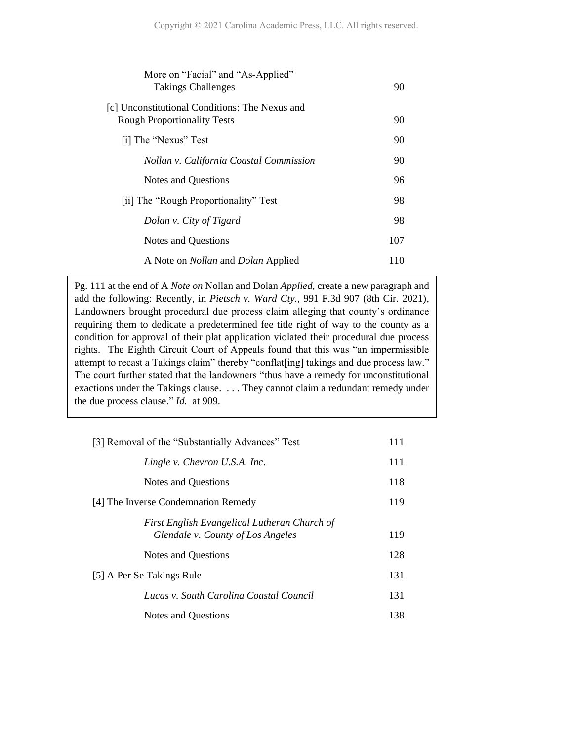| | |
|---|---|
| More on "Facial" and "As-Applied" Takings Challenges | 90 |
| [c] Unconstitutional Conditions: The Nexus and Rough Proportionality Tests | 90 |
| [i] The "Nexus" Test | 90 |
| *Nollan v. California Coastal Commission* | 90 |
| Notes and Questions | 96 |
| [ii] The "Rough Proportionality" Test | 98 |
| *Dolan v. City of Tigard* | 98 |
| Notes and Questions | 107 |
| A Note on *Nollan* and *Dolan* Applied | 110 |

> Pg. 111 at the end of A *Note on* Nollan and Dolan *Applied*, create a new paragraph and add the following: Recently, in *Pietsch v. Ward Cty.*, 991 F.3d 907 (8th Cir. 2021), Landowners brought procedural due process claim alleging that county's ordinance requiring them to dedicate a predetermined fee title right of way to the county as a condition for approval of their plat application violated their procedural due process rights. The Eighth Circuit Court of Appeals found that this was "an impermissible attempt to recast a Takings claim" thereby "conflat[ing] takings and due process law." The court further stated that the landowners "thus have a remedy for unconstitutional exactions under the Takings clause. . . . They cannot claim a redundant remedy under the due process clause." *Id.* at 909.

| | |
|---|---|
| [3] Removal of the "Substantially Advances" Test | 111 |
| *Lingle v. Chevron U.S.A. Inc.* | 111 |
| Notes and Questions | 118 |
| [4] The Inverse Condemnation Remedy | 119 |
| *First English Evangelical Lutheran Church of Glendale v. County of Los Angeles* | 119 |
| Notes and Questions | 128 |
| [5] A Per Se Takings Rule | 131 |
| *Lucas v. South Carolina Coastal Council* | 131 |
| Notes and Questions | 138 |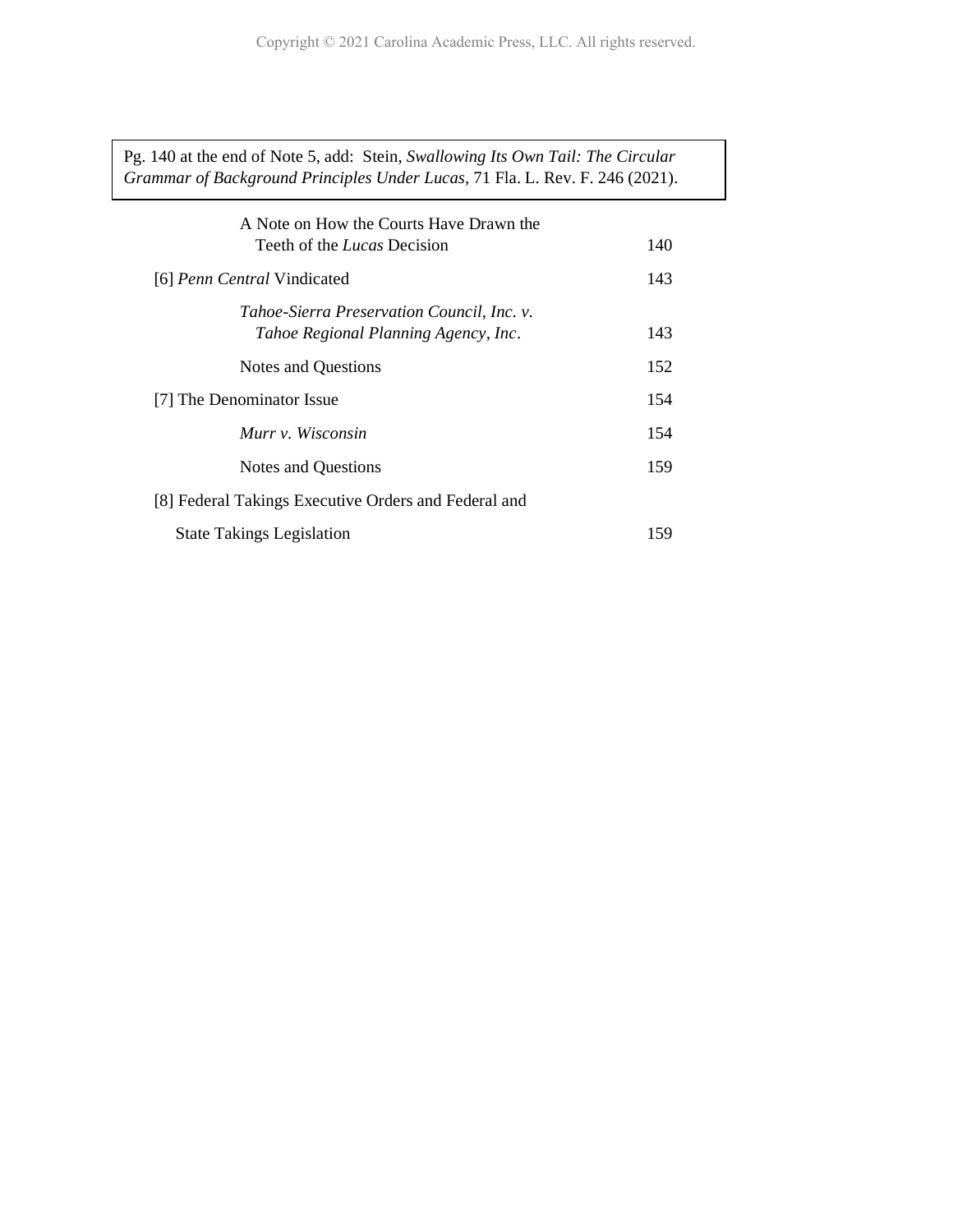> Pg. 140 at the end of Note 5, add: Stein, *Swallowing Its Own Tail: The Circular Grammar of Background Principles Under Lucas*, 71 Fla. L. Rev. F. 246 (2021).

| | |
|---|---|
| A Note on How the Courts Have Drawn the Teeth of the *Lucas* Decision | 140 |
| [6] *Penn Central* Vindicated | 143 |
| *Tahoe-Sierra Preservation Council, Inc. v. Tahoe Regional Planning Agency, Inc*. | 143 |
| Notes and Questions | 152 |
| [7] The Denominator Issue | 154 |
| *Murr v. Wisconsin* | 154 |
| Notes and Questions | 159 |
| [8] Federal Takings Executive Orders and Federal and State Takings Legislation | 159 |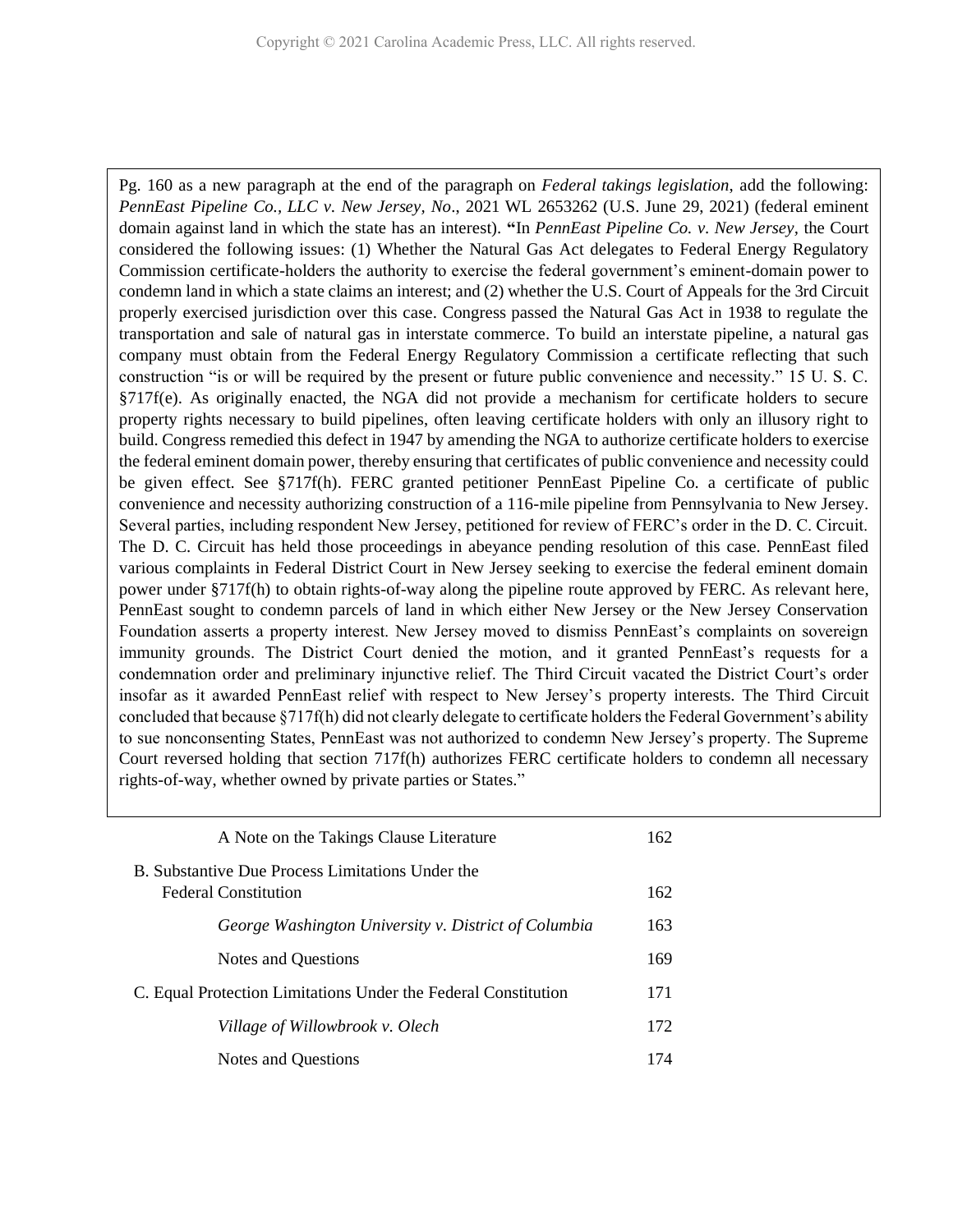Pg. 160 as a new paragraph at the end of the paragraph on *Federal takings legislation*, add the following: *PennEast Pipeline Co., LLC v. New Jersey, No*., 2021 WL 2653262 (U.S. June 29, 2021) (federal eminent domain against land in which the state has an interest). **"**In *PennEast Pipeline Co. v. New Jersey*, the Court considered the following issues: (1) Whether the Natural Gas Act delegates to Federal Energy Regulatory Commission certificate-holders the authority to exercise the federal government's eminent-domain power to condemn land in which a state claims an interest; and (2) whether the U.S. Court of Appeals for the 3rd Circuit properly exercised jurisdiction over this case. Congress passed the Natural Gas Act in 1938 to regulate the transportation and sale of natural gas in interstate commerce. To build an interstate pipeline, a natural gas company must obtain from the Federal Energy Regulatory Commission a certificate reflecting that such construction "is or will be required by the present or future public convenience and necessity." 15 U. S. C. §717f(e). As originally enacted, the NGA did not provide a mechanism for certificate holders to secure property rights necessary to build pipelines, often leaving certificate holders with only an illusory right to build. Congress remedied this defect in 1947 by amending the NGA to authorize certificate holders to exercise the federal eminent domain power, thereby ensuring that certificates of public convenience and necessity could be given effect. See §717f(h). FERC granted petitioner PennEast Pipeline Co. a certificate of public convenience and necessity authorizing construction of a 116-mile pipeline from Pennsylvania to New Jersey. Several parties, including respondent New Jersey, petitioned for review of FERC's order in the D. C. Circuit. The D. C. Circuit has held those proceedings in abeyance pending resolution of this case. PennEast filed various complaints in Federal District Court in New Jersey seeking to exercise the federal eminent domain power under §717f(h) to obtain rights-of-way along the pipeline route approved by FERC. As relevant here, PennEast sought to condemn parcels of land in which either New Jersey or the New Jersey Conservation Foundation asserts a property interest. New Jersey moved to dismiss PennEast's complaints on sovereign immunity grounds. The District Court denied the motion, and it granted PennEast's requests for a condemnation order and preliminary injunctive relief. The Third Circuit vacated the District Court's order insofar as it awarded PennEast relief with respect to New Jersey's property interests. The Third Circuit concluded that because §717f(h) did not clearly delegate to certificate holders the Federal Government's ability to sue nonconsenting States, PennEast was not authorized to condemn New Jersey's property. The Supreme Court reversed holding that section 717f(h) authorizes FERC certificate holders to condemn all necessary rights-of-way, whether owned by private parties or States."

| | |
|---|---|
| A Note on the Takings Clause Literature | 162 |
| B. Substantive Due Process Limitations Under the Federal Constitution | 162 |
| *George Washington University v. District of Columbia* | 163 |
| Notes and Questions | 169 |
| C. Equal Protection Limitations Under the Federal Constitution | 171 |
| *Village of Willowbrook v. Olech* | 172 |
| Notes and Questions | 174 |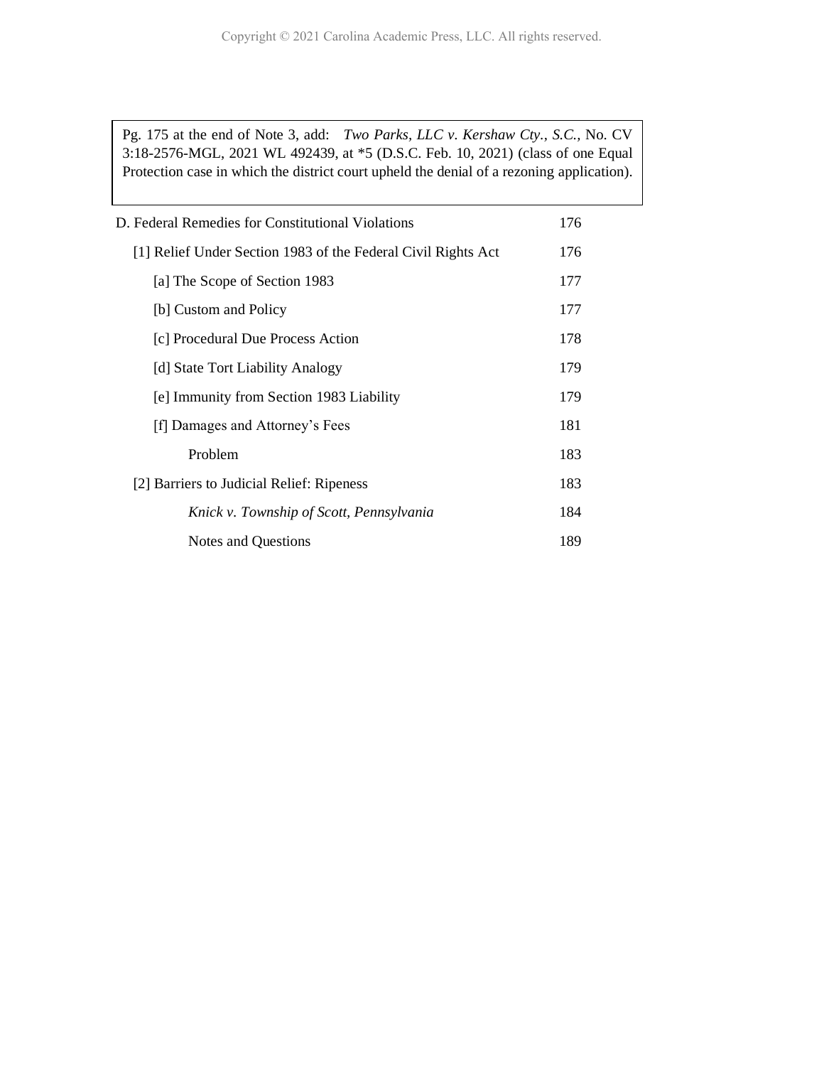Pg. 175 at the end of Note 3, add: *Two Parks, LLC v. Kershaw Cty., S.C.*, No. CV 3:18-2576-MGL, 2021 WL 492439, at *5 (D.S.C. Feb. 10, 2021) (class of one Equal Protection case in which the district court upheld the denial of a rezoning application).

| | |
|---|---|
| D. Federal Remedies for Constitutional Violations | 176 |
| [1] Relief Under Section 1983 of the Federal Civil Rights Act | 176 |
| [a] The Scope of Section 1983 | 177 |
| [b] Custom and Policy | 177 |
| [c] Procedural Due Process Action | 178 |
| [d] State Tort Liability Analogy | 179 |
| [e] Immunity from Section 1983 Liability | 179 |
| [f] Damages and Attorney's Fees | 181 |
| Problem | 183 |
| [2] Barriers to Judicial Relief: Ripeness | 183 |
| *Knick v. Township of Scott, Pennsylvania* | 184 |
| Notes and Questions | 189 |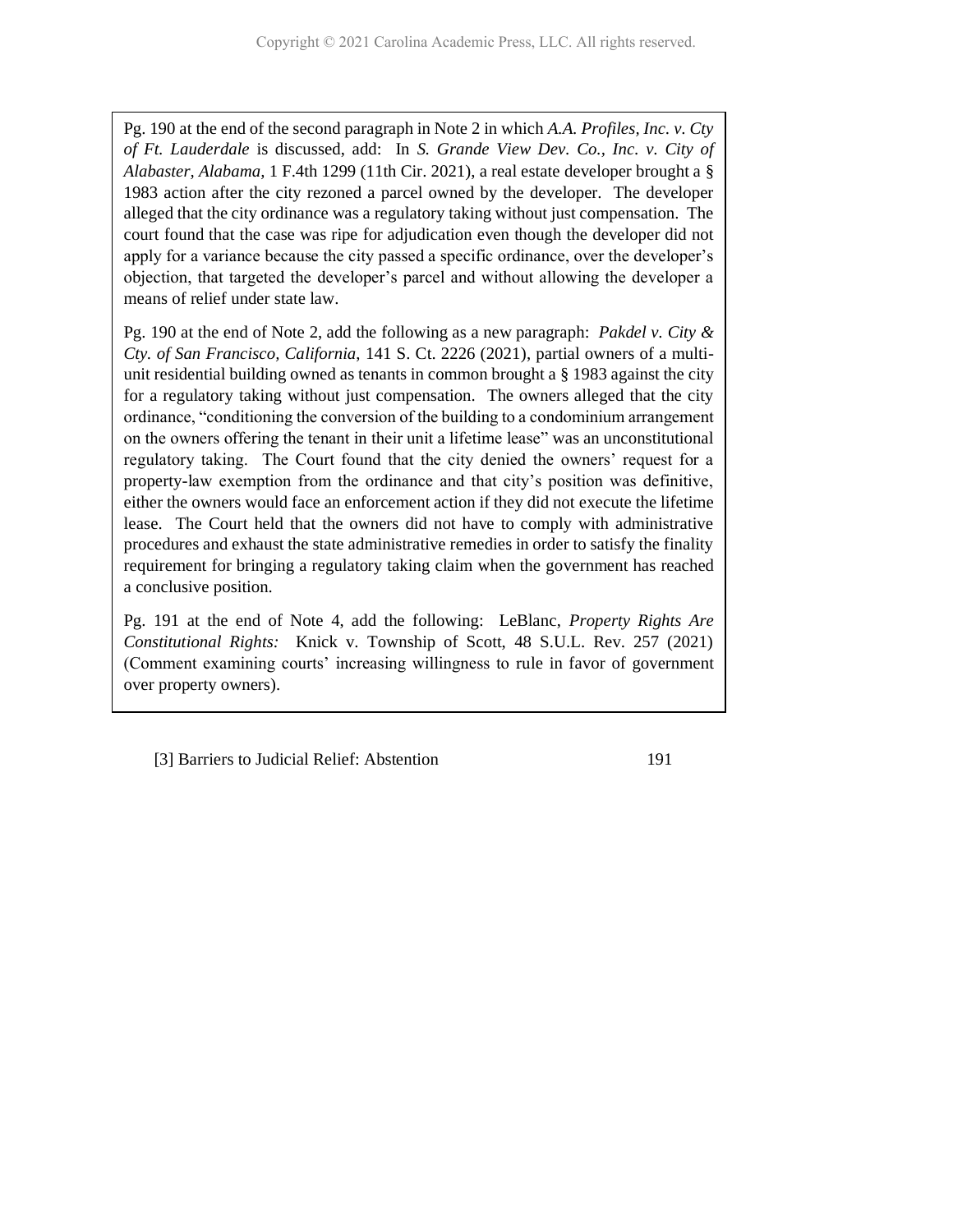Pg. 190 at the end of the second paragraph in Note 2 in which *A.A. Profiles, Inc. v. Cty of Ft. Lauderdale* is discussed, add: In *S. Grande View Dev. Co., Inc. v. City of Alabaster, Alabama*, 1 F.4th 1299 (11th Cir. 2021), a real estate developer brought a § 1983 action after the city rezoned a parcel owned by the developer. The developer alleged that the city ordinance was a regulatory taking without just compensation. The court found that the case was ripe for adjudication even though the developer did not apply for a variance because the city passed a specific ordinance, over the developer's objection, that targeted the developer's parcel and without allowing the developer a means of relief under state law.

Pg. 190 at the end of Note 2, add the following as a new paragraph: *Pakdel v. City & Cty. of San Francisco, California*, 141 S. Ct. 2226 (2021), partial owners of a multi-unit residential building owned as tenants in common brought a § 1983 against the city for a regulatory taking without just compensation. The owners alleged that the city ordinance, "conditioning the conversion of the building to a condominium arrangement on the owners offering the tenant in their unit a lifetime lease" was an unconstitutional regulatory taking. The Court found that the city denied the owners' request for a property-law exemption from the ordinance and that city's position was definitive, either the owners would face an enforcement action if they did not execute the lifetime lease. The Court held that the owners did not have to comply with administrative procedures and exhaust the state administrative remedies in order to satisfy the finality requirement for bringing a regulatory taking claim when the government has reached a conclusive position.

Pg. 191 at the end of Note 4, add the following: LeBlanc, *Property Rights Are Constitutional Rights:* Knick v. Township of Scott, 48 S.U.L. Rev. 257 (2021) (Comment examining courts' increasing willingness to rule in favor of government over property owners).

[3] Barriers to Judicial Relief: Abstention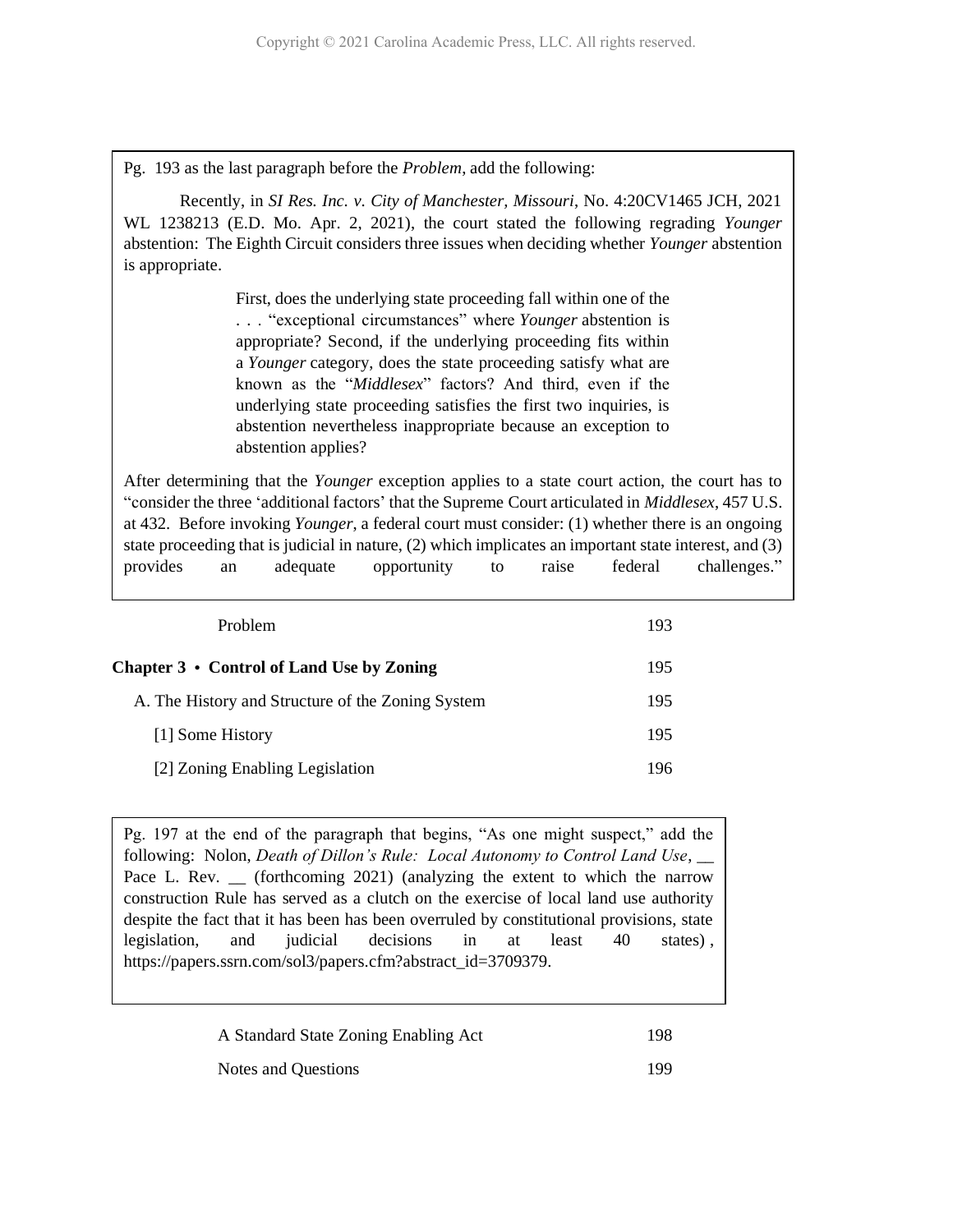Pg. 193 as the last paragraph before the *Problem*, add the following:

Recently, in *SI Res. Inc. v. City of Manchester, Missouri*, No. 4:20CV1465 JCH, 2021 WL 1238213 (E.D. Mo. Apr. 2, 2021), the court stated the following regrading *Younger* abstention: The Eighth Circuit considers three issues when deciding whether *Younger* abstention is appropriate.

> First, does the underlying state proceeding fall within one of the . . . "exceptional circumstances" where *Younger* abstention is appropriate? Second, if the underlying proceeding fits within a *Younger* category, does the state proceeding satisfy what are known as the "*Middlesex*" factors? And third, even if the underlying state proceeding satisfies the first two inquiries, is abstention nevertheless inappropriate because an exception to abstention applies?

After determining that the *Younger* exception applies to a state court action, the court has to "consider the three 'additional factors' that the Supreme Court articulated in *Middlesex*, 457 U.S. at 432. Before invoking *Younger*, a federal court must consider: (1) whether there is an ongoing state proceeding that is judicial in nature, (2) which implicates an important state interest, and (3) provides an adequate opportunity to raise federal challenges."

Problem 193

**Chapter 3 • Control of Land Use by Zoning** 195

A. The History and Structure of the Zoning System 195

[1] Some History 195

[2] Zoning Enabling Legislation 196

Pg. 197 at the end of the paragraph that begins, "As one might suspect," add the following: Nolon, *Death of Dillon's Rule: Local Autonomy to Control Land Use*, __ Pace L. Rev. __ (forthcoming 2021) (analyzing the extent to which the narrow construction Rule has served as a clutch on the exercise of local land use authority despite the fact that it has been has been overruled by constitutional provisions, state legislation, and judicial decisions in at least 40 states) , https://papers.ssrn.com/sol3/papers.cfm?abstract_id=3709379.

A Standard State Zoning Enabling Act 198

Notes and Questions 199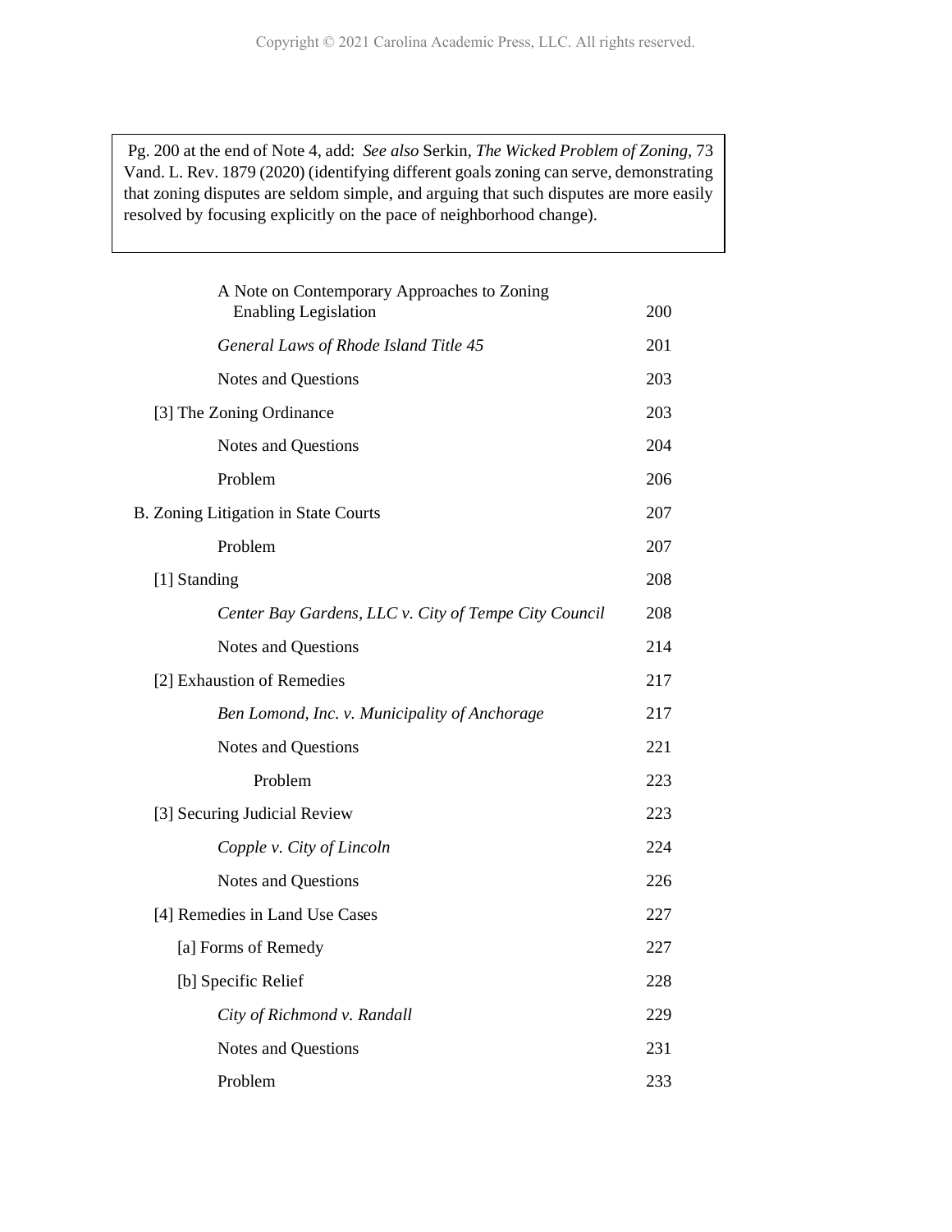Pg. 200 at the end of Note 4, add: *See also* Serkin, *The Wicked Problem of Zoning*, 73 Vand. L. Rev. 1879 (2020) (identifying different goals zoning can serve, demonstrating that zoning disputes are seldom simple, and arguing that such disputes are more easily resolved by focusing explicitly on the pace of neighborhood change).

| | |
|---|---|
| A Note on Contemporary Approaches to Zoning Enabling Legislation | 200 |
| *General Laws of Rhode Island Title 45* | 201 |
| Notes and Questions | 203 |
| [3] The Zoning Ordinance | 203 |
| Notes and Questions | 204 |
| Problem | 206 |
| B. Zoning Litigation in State Courts | 207 |
| Problem | 207 |
| [1] Standing | 208 |
| *Center Bay Gardens, LLC v. City of Tempe City Council* | 208 |
| Notes and Questions | 214 |
| [2] Exhaustion of Remedies | 217 |
| *Ben Lomond, Inc. v. Municipality of Anchorage* | 217 |
| Notes and Questions | 221 |
| Problem | 223 |
| [3] Securing Judicial Review | 223 |
| *Copple v. City of Lincoln* | 224 |
| Notes and Questions | 226 |
| [4] Remedies in Land Use Cases | 227 |
| [a] Forms of Remedy | 227 |
| [b] Specific Relief | 228 |
| *City of Richmond v. Randall* | 229 |
| Notes and Questions | 231 |
| Problem | 233 |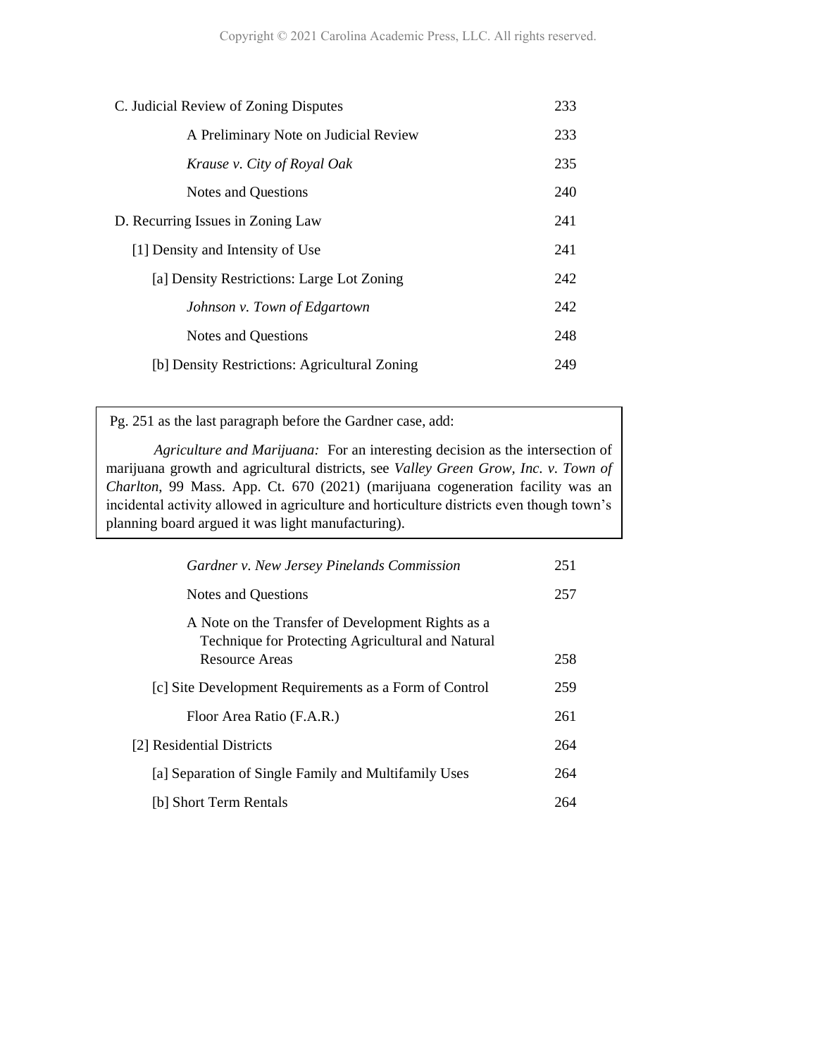| | |
|---|---|
| C. Judicial Review of Zoning Disputes | 233 |
| A Preliminary Note on Judicial Review | 233 |
| *Krause v. City of Royal Oak* | 235 |
| Notes and Questions | 240 |
| D. Recurring Issues in Zoning Law | 241 |
| [1] Density and Intensity of Use | 241 |
| [a] Density Restrictions: Large Lot Zoning | 242 |
| *Johnson v. Town of Edgartown* | 242 |
| Notes and Questions | 248 |
| [b] Density Restrictions: Agricultural Zoning | 249 |

> Pg. 251 as the last paragraph before the Gardner case, add:
>
> *Agriculture and Marijuana:* For an interesting decision as the intersection of marijuana growth and agricultural districts, see *Valley Green Grow, Inc. v. Town of Charlton*, 99 Mass. App. Ct. 670 (2021) (marijuana cogeneration facility was an incidental activity allowed in agriculture and horticulture districts even though town's planning board argued it was light manufacturing).

| | |
|---|---|
| *Gardner v. New Jersey Pinelands Commission* | 251 |
| Notes and Questions | 257 |
| A Note on the Transfer of Development Rights as a Technique for Protecting Agricultural and Natural Resource Areas | 258 |
| [c] Site Development Requirements as a Form of Control | 259 |
| Floor Area Ratio (F.A.R.) | 261 |
| [2] Residential Districts | 264 |
| [a] Separation of Single Family and Multifamily Uses | 264 |
| [b] Short Term Rentals | 264 |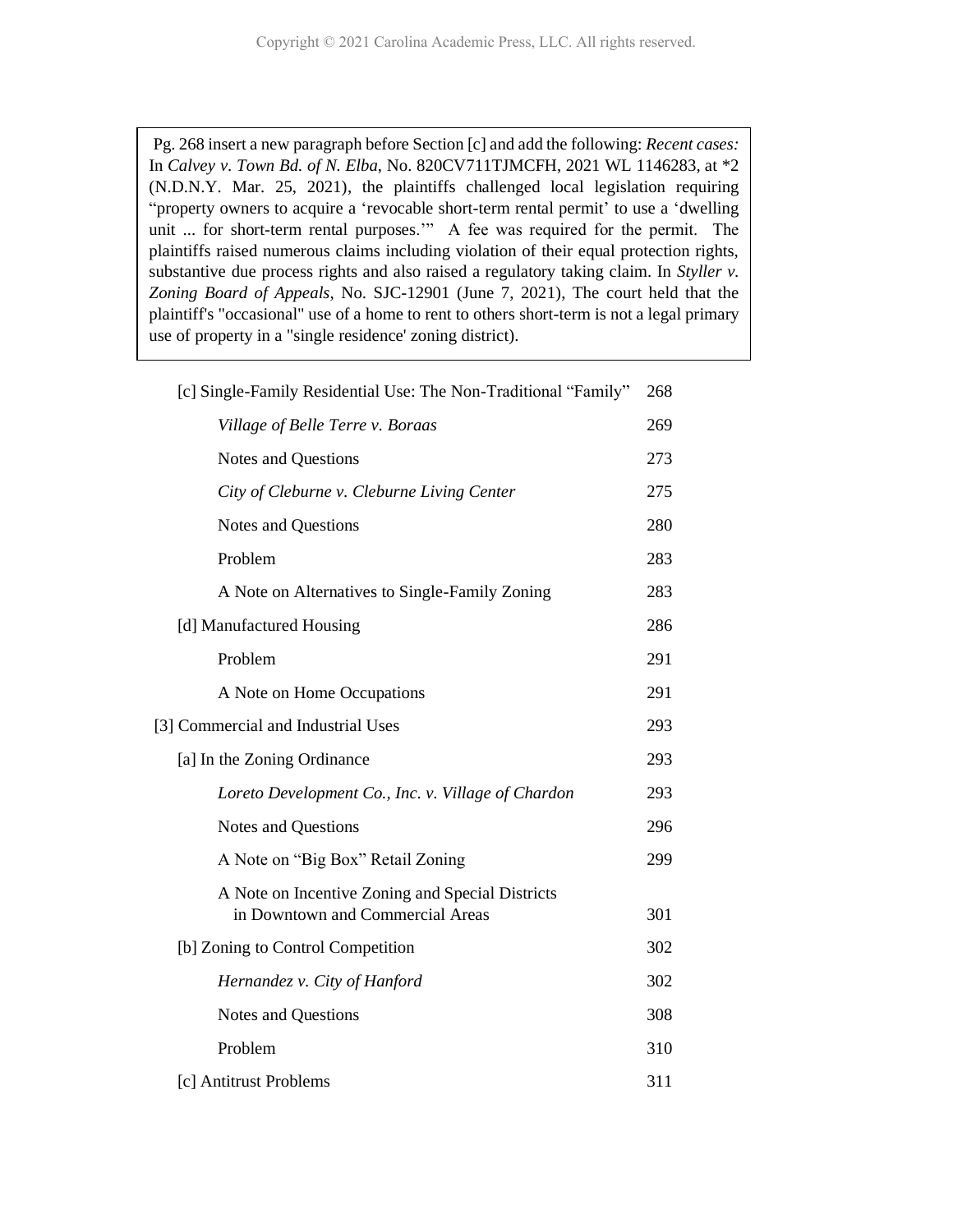Pg. 268 insert a new paragraph before Section [c] and add the following: *Recent cases:* In *Calvey v. Town Bd. of N. Elba*, No. 820CV711TJMCFH, 2021 WL 1146283, at *2 (N.D.N.Y. Mar. 25, 2021), the plaintiffs challenged local legislation requiring "property owners to acquire a 'revocable short-term rental permit' to use a 'dwelling unit ... for short-term rental purposes.'" A fee was required for the permit. The plaintiffs raised numerous claims including violation of their equal protection rights, substantive due process rights and also raised a regulatory taking claim. In *Styller v. Zoning Board of Appeals*, No. SJC-12901 (June 7, 2021), The court held that the plaintiff's "occasional" use of a home to rent to others short-term is not a legal primary use of property in a "single residence' zoning district).

| | |
|---|---|
| [c] Single-Family Residential Use: The Non-Traditional "Family" | 268 |
| *Village of Belle Terre v. Boraas* | 269 |
| Notes and Questions | 273 |
| *City of Cleburne v. Cleburne Living Center* | 275 |
| Notes and Questions | 280 |
| Problem | 283 |
| A Note on Alternatives to Single-Family Zoning | 283 |
| [d] Manufactured Housing | 286 |
| Problem | 291 |
| A Note on Home Occupations | 291 |
| [3] Commercial and Industrial Uses | 293 |
| [a] In the Zoning Ordinance | 293 |
| *Loreto Development Co., Inc. v. Village of Chardon* | 293 |
| Notes and Questions | 296 |
| A Note on "Big Box" Retail Zoning | 299 |
| A Note on Incentive Zoning and Special Districts in Downtown and Commercial Areas | 301 |
| [b] Zoning to Control Competition | 302 |
| *Hernandez v. City of Hanford* | 302 |
| Notes and Questions | 308 |
| Problem | 310 |
| [c] Antitrust Problems | 311 |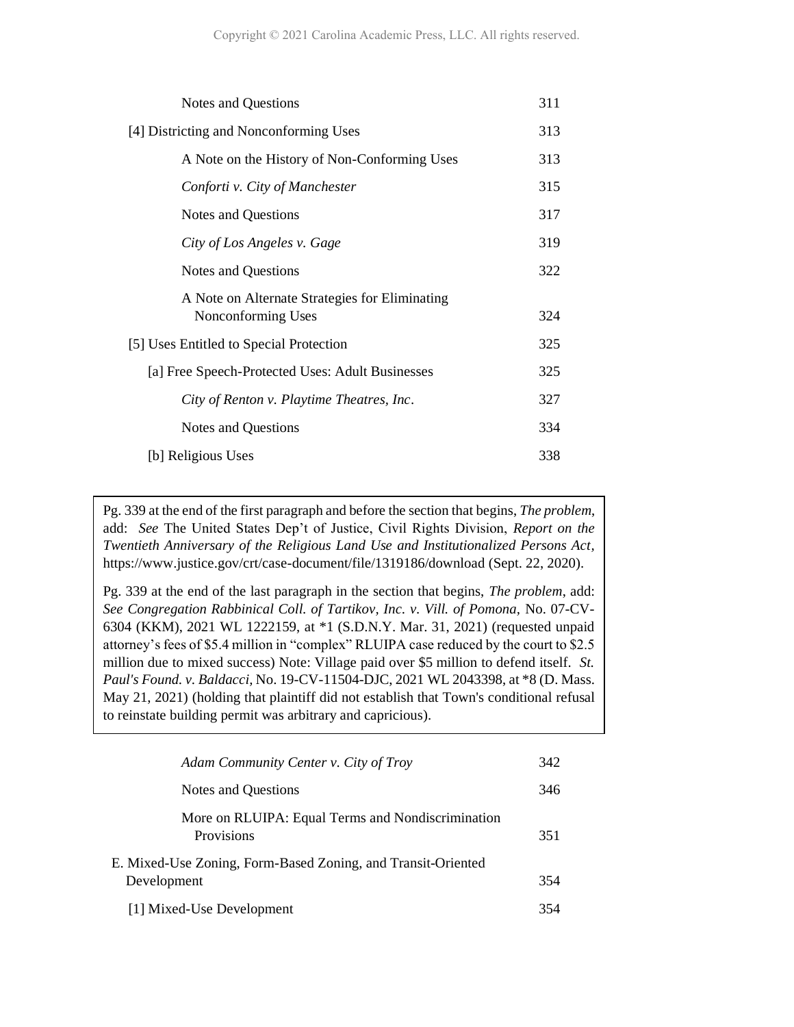| | |
|---|---|
| Notes and Questions | 311 |
| [4] Districting and Nonconforming Uses | 313 |
| A Note on the History of Non-Conforming Uses | 313 |
| *Conforti v. City of Manchester* | 315 |
| Notes and Questions | 317 |
| *City of Los Angeles v. Gage* | 319 |
| Notes and Questions | 322 |
| A Note on Alternate Strategies for Eliminating Nonconforming Uses | 324 |
| [5] Uses Entitled to Special Protection | 325 |
| [a] Free Speech-Protected Uses: Adult Businesses | 325 |
| *City of Renton v. Playtime Theatres, Inc*. | 327 |
| Notes and Questions | 334 |
| [b] Religious Uses | 338 |

Pg. 339 at the end of the first paragraph and before the section that begins, *The problem*, add: *See* The United States Dep't of Justice, Civil Rights Division, *Report on the Twentieth Anniversary of the Religious Land Use and Institutionalized Persons Act*, https://www.justice.gov/crt/case-document/file/1319186/download (Sept. 22, 2020).

Pg. 339 at the end of the last paragraph in the section that begins, *The problem*, add: *See Congregation Rabbinical Coll. of Tartikov, Inc. v. Vill. of Pomona*, No. 07-CV-6304 (KKM), 2021 WL 1222159, at *1 (S.D.N.Y. Mar. 31, 2021) (requested unpaid attorney's fees of $5.4 million in "complex" RLUIPA case reduced by the court to $2.5 million due to mixed success) Note: Village paid over $5 million to defend itself. *St. Paul's Found. v. Baldacci*, No. 19-CV-11504-DJC, 2021 WL 2043398, at *8 (D. Mass. May 21, 2021) (holding that plaintiff did not establish that Town's conditional refusal to reinstate building permit was arbitrary and capricious).

| | |
|---|---|
| *Adam Community Center v. City of Troy* | 342 |
| Notes and Questions | 346 |
| More on RLUIPA: Equal Terms and Nondiscrimination Provisions | 351 |
| E. Mixed-Use Zoning, Form-Based Zoning, and Transit-Oriented Development | 354 |
| [1] Mixed-Use Development | 354 |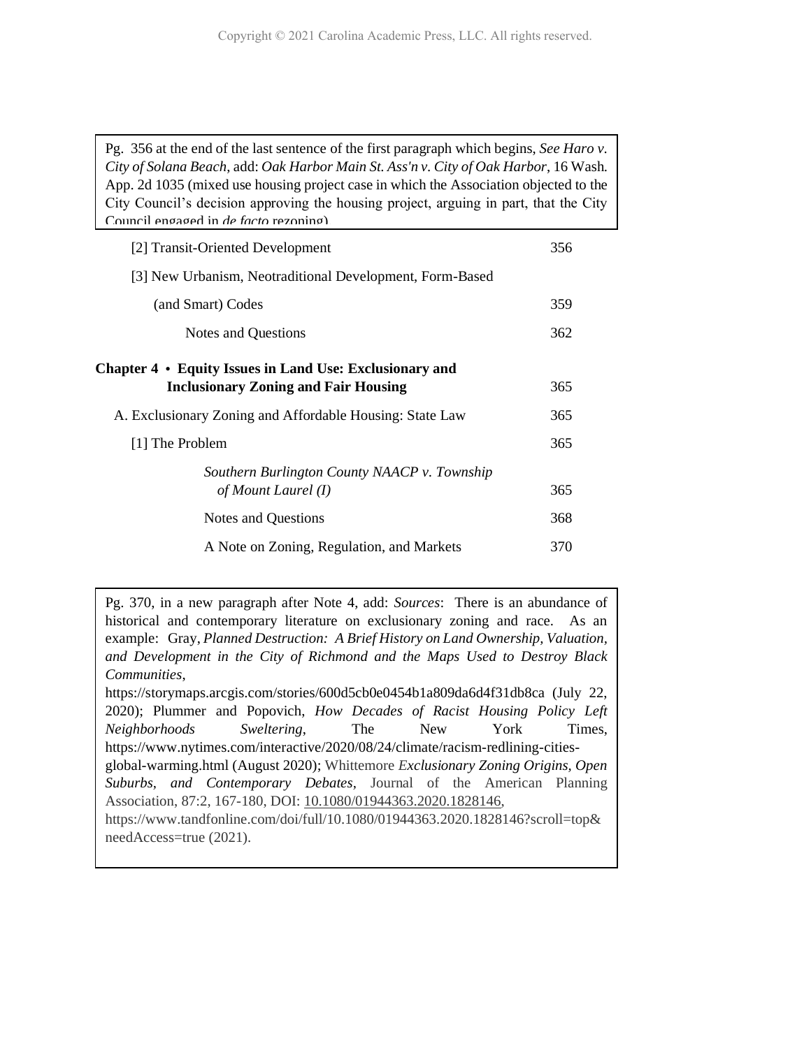Pg. 356 at the end of the last sentence of the first paragraph which begins, *See Haro v. City of Solana Beach*, add: *Oak Harbor Main St. Ass'n v. City of Oak Harbor*, 16 Wash. App. 2d 1035 (mixed use housing project case in which the Association objected to the City Council's decision approving the housing project, arguing in part, that the City Council engaged in *de facto* rezoning)

| | |
|---|---|
| [2] Transit-Oriented Development | 356 |
| [3] New Urbanism, Neotraditional Development, Form-Based (and Smart) Codes | 359 |
| Notes and Questions | 362 |

**Chapter 4 • Equity Issues in Land Use: Exclusionary and Inclusionary Zoning and Fair Housing** 365

| | |
|---|---|
| A. Exclusionary Zoning and Affordable Housing: State Law | 365 |
| [1] The Problem | 365 |
| *Southern Burlington County NAACP v. Township of Mount Laurel (I)* | 365 |
| Notes and Questions | 368 |
| A Note on Zoning, Regulation, and Markets | 370 |

Pg. 370, in a new paragraph after Note 4, add: *Sources*: There is an abundance of historical and contemporary literature on exclusionary zoning and race. As an example: Gray, *Planned Destruction: A Brief History on Land Ownership, Valuation, and Development in the City of Richmond and the Maps Used to Destroy Black Communities*, https://storymaps.arcgis.com/stories/600d5cb0e0454b1a809da6d4f31db8ca (July 22, 2020); Plummer and Popovich, *How Decades of Racist Housing Policy Left Neighborhoods Sweltering*, The New York Times, https://www.nytimes.com/interactive/2020/08/24/climate/racism-redlining-cities-global-warming.html (August 2020); Whittemore *Exclusionary Zoning Origins, Open Suburbs, and Contemporary Debates*, Journal of the American Planning Association, 87:2, 167-180, DOI: 10.1080/01944363.2020.1828146, https://www.tandfonline.com/doi/full/10.1080/01944363.2020.1828146?scroll=top&needAccess=true (2021).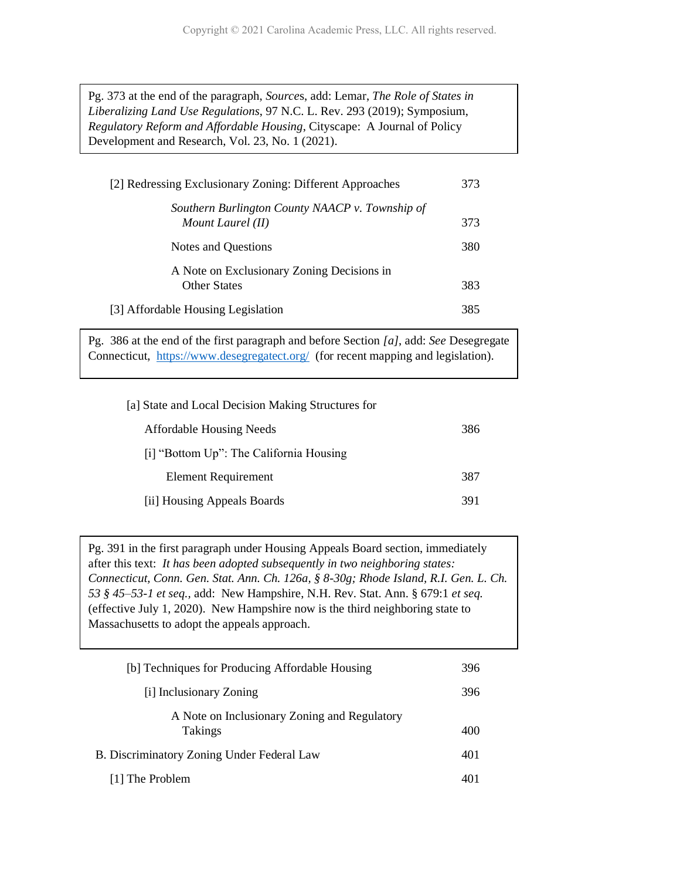> Pg. 373 at the end of the paragraph, *Sources*, add: Lemar, *The Role of States in Liberalizing Land Use Regulations*, 97 N.C. L. Rev. 293 (2019); Symposium, *Regulatory Reform and Affordable Housing*, Cityscape: A Journal of Policy Development and Research, Vol. 23, No. 1 (2021).

| | |
|---|---|
| [2] Redressing Exclusionary Zoning: Different Approaches | 373 |
| *Southern Burlington County NAACP v. Township of Mount Laurel (II)* | 373 |
| Notes and Questions | 380 |
| A Note on Exclusionary Zoning Decisions in Other States | 383 |
| [3] Affordable Housing Legislation | 385 |

> Pg. 386 at the end of the first paragraph and before Section *[a]*, add: *See* Desegregate Connecticut, https://www.desegregatect.org/ (for recent mapping and legislation).

| | |
|---|---|
| [a] State and Local Decision Making Structures for Affordable Housing Needs | 386 |
| [i] "Bottom Up": The California Housing Element Requirement | 387 |
| [ii] Housing Appeals Boards | 391 |

> Pg. 391 in the first paragraph under Housing Appeals Board section, immediately after this text: *It has been adopted subsequently in two neighboring states: Connecticut, Conn. Gen. Stat. Ann. Ch. 126a, § 8-30g; Rhode Island, R.I. Gen. L. Ch. 53 § 45–53-1 et seq.,* add: New Hampshire, N.H. Rev. Stat. Ann. § 679:1 *et seq.* (effective July 1, 2020). New Hampshire now is the third neighboring state to Massachusetts to adopt the appeals approach.

| | |
|---|---|
| [b] Techniques for Producing Affordable Housing | 396 |
| [i] Inclusionary Zoning | 396 |
| A Note on Inclusionary Zoning and Regulatory Takings | 400 |
| B. Discriminatory Zoning Under Federal Law | 401 |
| [1] The Problem | 401 |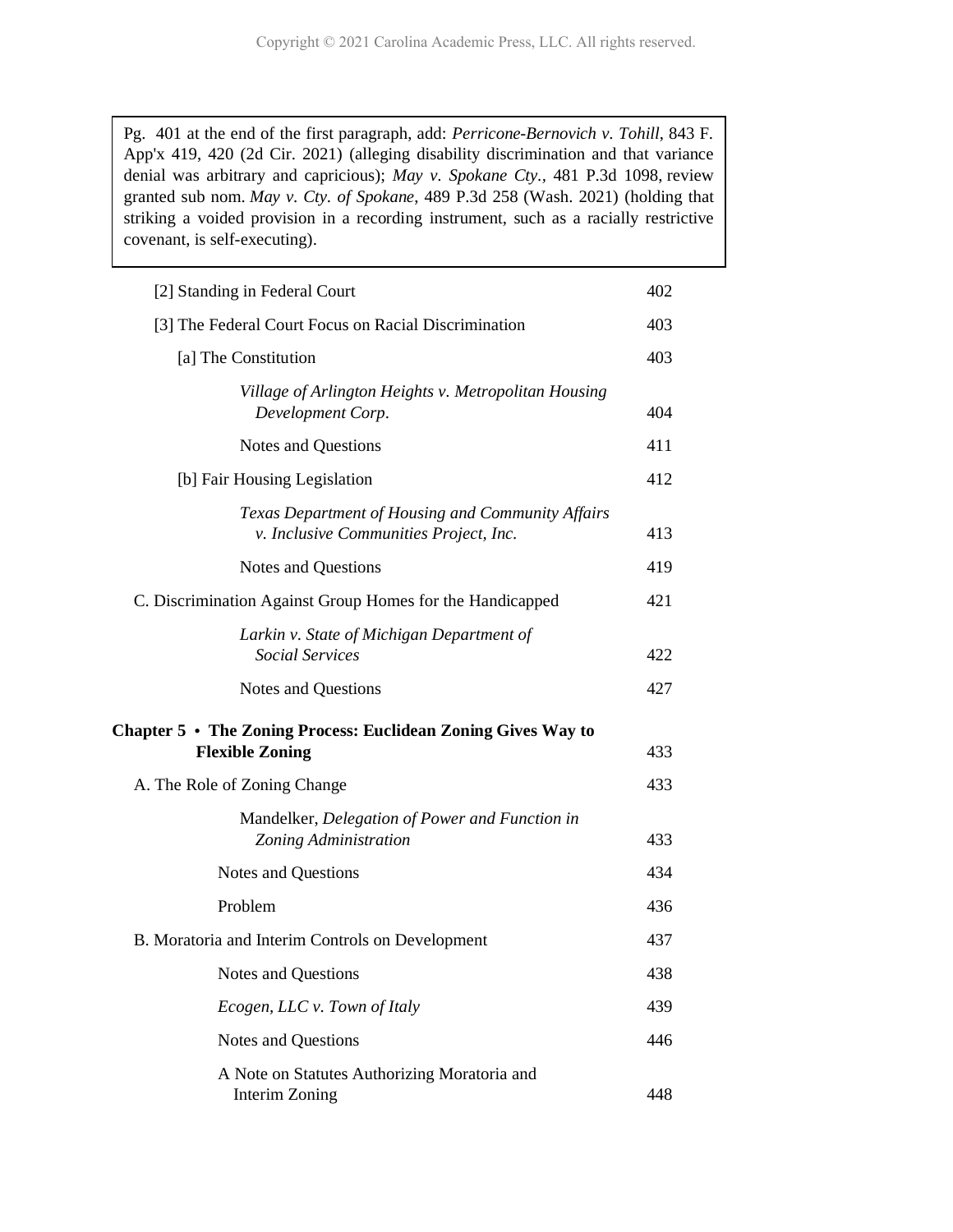> Pg. 401 at the end of the first paragraph, add: *Perricone-Bernovich v. Tohill*, 843 F. App'x 419, 420 (2d Cir. 2021) (alleging disability discrimination and that variance denial was arbitrary and capricious); *May v. Spokane Cty.*, 481 P.3d 1098, review granted sub nom. *May v. Cty. of Spokane*, 489 P.3d 258 (Wash. 2021) (holding that striking a voided provision in a recording instrument, such as a racially restrictive covenant, is self-executing).

| | |
|---|---|
| [2] Standing in Federal Court | 402 |
| [3] The Federal Court Focus on Racial Discrimination | 403 |
| [a] The Constitution | 403 |
| *Village of Arlington Heights v. Metropolitan Housing Development Corp.* | 404 |
| Notes and Questions | 411 |
| [b] Fair Housing Legislation | 412 |
| *Texas Department of Housing and Community Affairs v. Inclusive Communities Project, Inc.* | 413 |
| Notes and Questions | 419 |
| C. Discrimination Against Group Homes for the Handicapped | 421 |
| *Larkin v. State of Michigan Department of Social Services* | 422 |
| Notes and Questions | 427 |
| **Chapter 5 • The Zoning Process: Euclidean Zoning Gives Way to Flexible Zoning** | 433 |
| A. The Role of Zoning Change | 433 |
| Mandelker, *Delegation of Power and Function in Zoning Administration* | 433 |
| Notes and Questions | 434 |
| Problem | 436 |
| B. Moratoria and Interim Controls on Development | 437 |
| Notes and Questions | 438 |
| *Ecogen, LLC v. Town of Italy* | 439 |
| Notes and Questions | 446 |
| A Note on Statutes Authorizing Moratoria and Interim Zoning | 448 |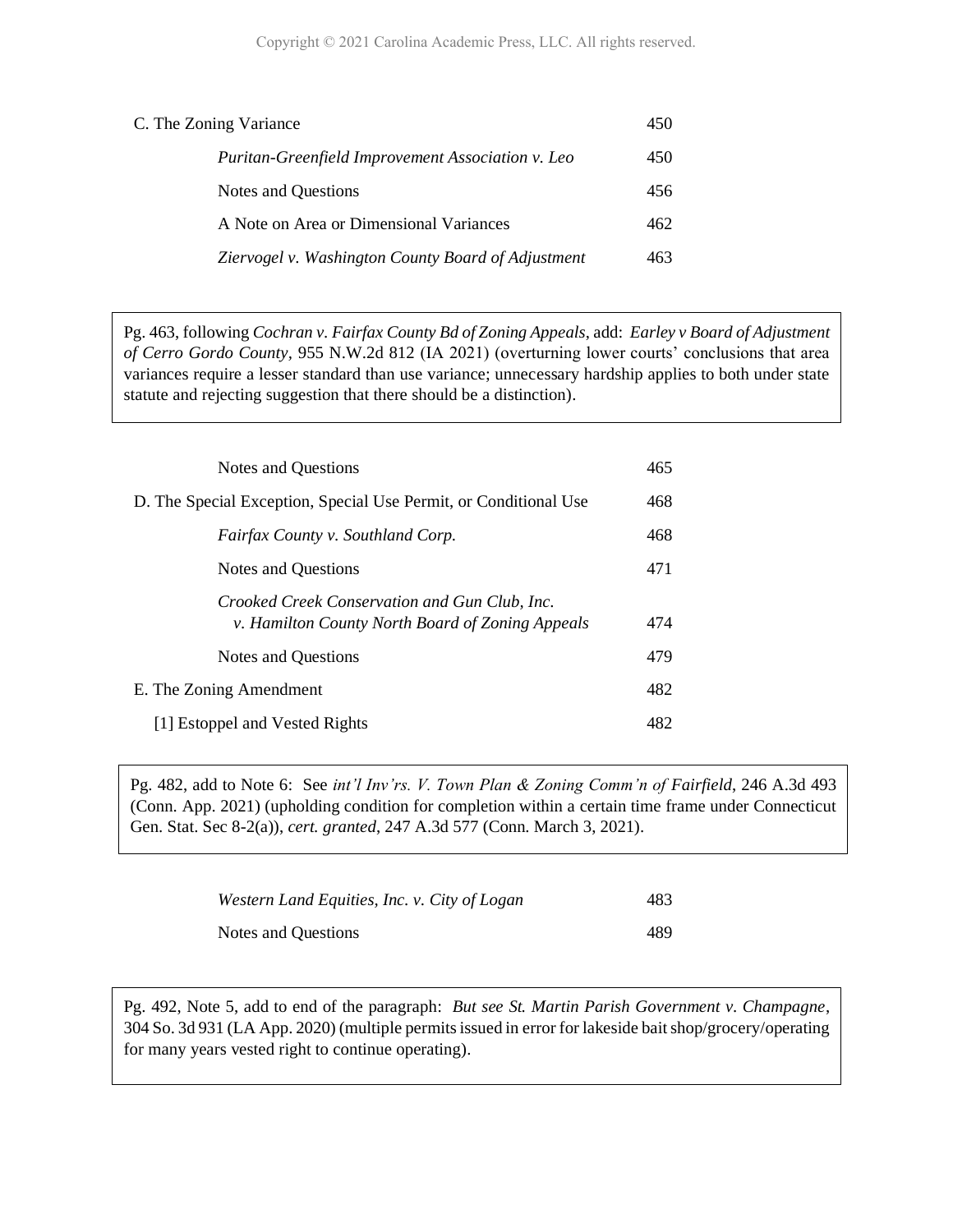C. The Zoning Variance 450

*Puritan-Greenfield Improvement Association v. Leo* 450

Notes and Questions 456

A Note on Area or Dimensional Variances 462

*Ziervogel v. Washington County Board of Adjustment* 463

> Pg. 463, following *Cochran v. Fairfax County Bd of Zoning Appeals*, add: *Earley v Board of Adjustment of Cerro Gordo County*, 955 N.W.2d 812 (IA 2021) (overturning lower courts' conclusions that area variances require a lesser standard than use variance; unnecessary hardship applies to both under state statute and rejecting suggestion that there should be a distinction).

Notes and Questions 465

D. The Special Exception, Special Use Permit, or Conditional Use 468

*Fairfax County v. Southland Corp.* 468

Notes and Questions 471

*Crooked Creek Conservation and Gun Club, Inc. v. Hamilton County North Board of Zoning Appeals* 474

Notes and Questions 479

E. The Zoning Amendment 482

[1] Estoppel and Vested Rights 482

> Pg. 482, add to Note 6: See *int'l Inv'rs. V. Town Plan & Zoning Comm'n of Fairfield*, 246 A.3d 493 (Conn. App. 2021) (upholding condition for completion within a certain time frame under Connecticut Gen. Stat. Sec 8-2(a)), *cert. granted*, 247 A.3d 577 (Conn. March 3, 2021).

*Western Land Equities, Inc. v. City of Logan* 483

Notes and Questions 489

> Pg. 492, Note 5, add to end of the paragraph: *But see St. Martin Parish Government v. Champagne*, 304 So. 3d 931 (LA App. 2020) (multiple permits issued in error for lakeside bait shop/grocery/operating for many years vested right to continue operating).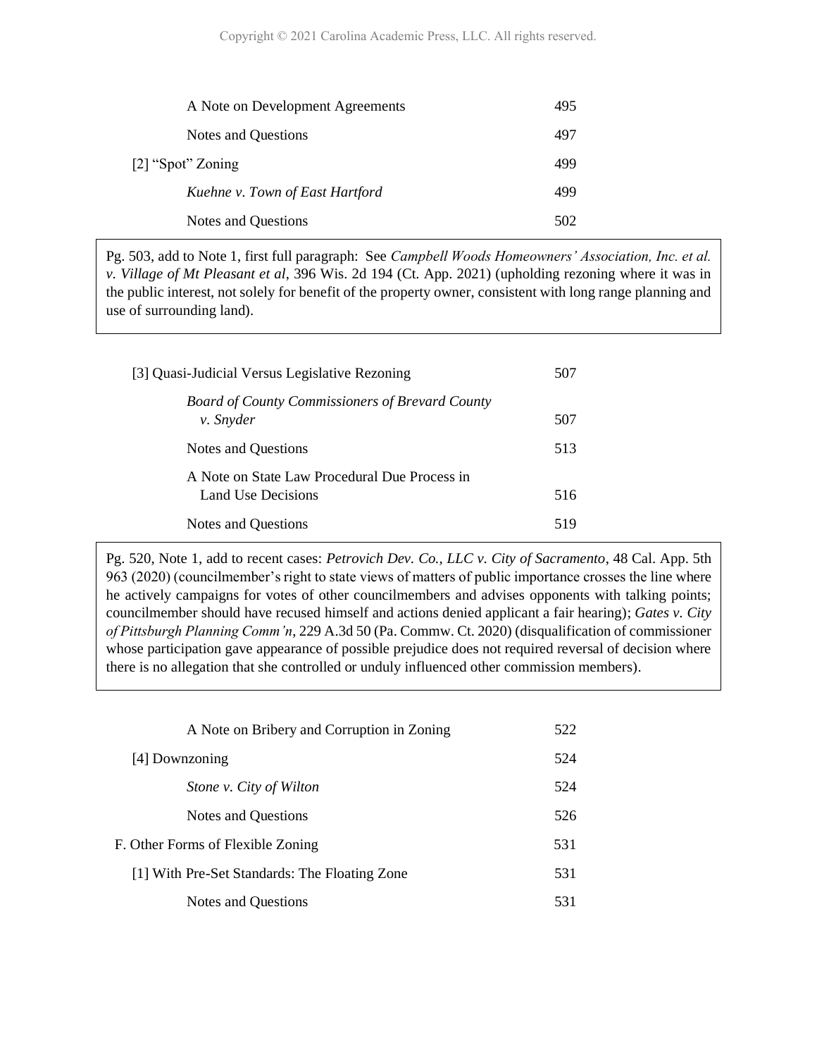| | |
|---|---|
| A Note on Development Agreements | 495 |
| Notes and Questions | 497 |
| [2] "Spot" Zoning | 499 |
| *Kuehne v. Town of East Hartford* | 499 |
| Notes and Questions | 502 |

Pg. 503, add to Note 1, first full paragraph: See *Campbell Woods Homeowners' Association, Inc. et al. v. Village of Mt Pleasant et al*, 396 Wis. 2d 194 (Ct. App. 2021) (upholding rezoning where it was in the public interest, not solely for benefit of the property owner, consistent with long range planning and use of surrounding land).

| | |
|---|---|
| [3] Quasi-Judicial Versus Legislative Rezoning | 507 |
| *Board of County Commissioners of Brevard County v. Snyder* | 507 |
| Notes and Questions | 513 |
| A Note on State Law Procedural Due Process in Land Use Decisions | 516 |
| Notes and Questions | 519 |

Pg. 520, Note 1, add to recent cases: *Petrovich Dev. Co., LLC v. City of Sacramento*, 48 Cal. App. 5th 963 (2020) (councilmember's right to state views of matters of public importance crosses the line where he actively campaigns for votes of other councilmembers and advises opponents with talking points; councilmember should have recused himself and actions denied applicant a fair hearing); *Gates v. City of Pittsburgh Planning Comm'n*, 229 A.3d 50 (Pa. Commw. Ct. 2020) (disqualification of commissioner whose participation gave appearance of possible prejudice does not required reversal of decision where there is no allegation that she controlled or unduly influenced other commission members).

| | |
|---|---|
| A Note on Bribery and Corruption in Zoning | 522 |
| [4] Downzoning | 524 |
| *Stone v. City of Wilton* | 524 |
| Notes and Questions | 526 |
| F. Other Forms of Flexible Zoning | 531 |
| [1] With Pre-Set Standards: The Floating Zone | 531 |
| Notes and Questions | 531 |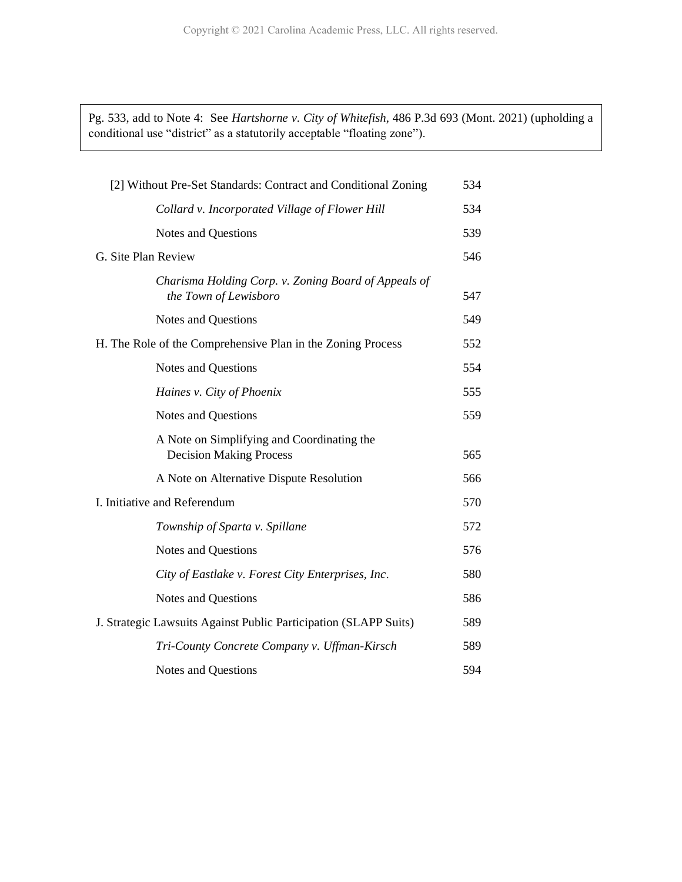Pg. 533, add to Note 4: See *Hartshorne v. City of Whitefish*, 486 P.3d 693 (Mont. 2021) (upholding a conditional use "district" as a statutorily acceptable "floating zone").

| | |
|---|---|
| [2] Without Pre-Set Standards: Contract and Conditional Zoning | 534 |
| *Collard v. Incorporated Village of Flower Hill* | 534 |
| Notes and Questions | 539 |
| G. Site Plan Review | 546 |
| *Charisma Holding Corp. v. Zoning Board of Appeals of the Town of Lewisboro* | 547 |
| Notes and Questions | 549 |
| H. The Role of the Comprehensive Plan in the Zoning Process | 552 |
| Notes and Questions | 554 |
| *Haines v. City of Phoenix* | 555 |
| Notes and Questions | 559 |
| A Note on Simplifying and Coordinating the Decision Making Process | 565 |
| A Note on Alternative Dispute Resolution | 566 |
| I. Initiative and Referendum | 570 |
| *Township of Sparta v. Spillane* | 572 |
| Notes and Questions | 576 |
| *City of Eastlake v. Forest City Enterprises, Inc.* | 580 |
| Notes and Questions | 586 |
| J. Strategic Lawsuits Against Public Participation (SLAPP Suits) | 589 |
| *Tri-County Concrete Company v. Uffman-Kirsch* | 589 |
| Notes and Questions | 594 |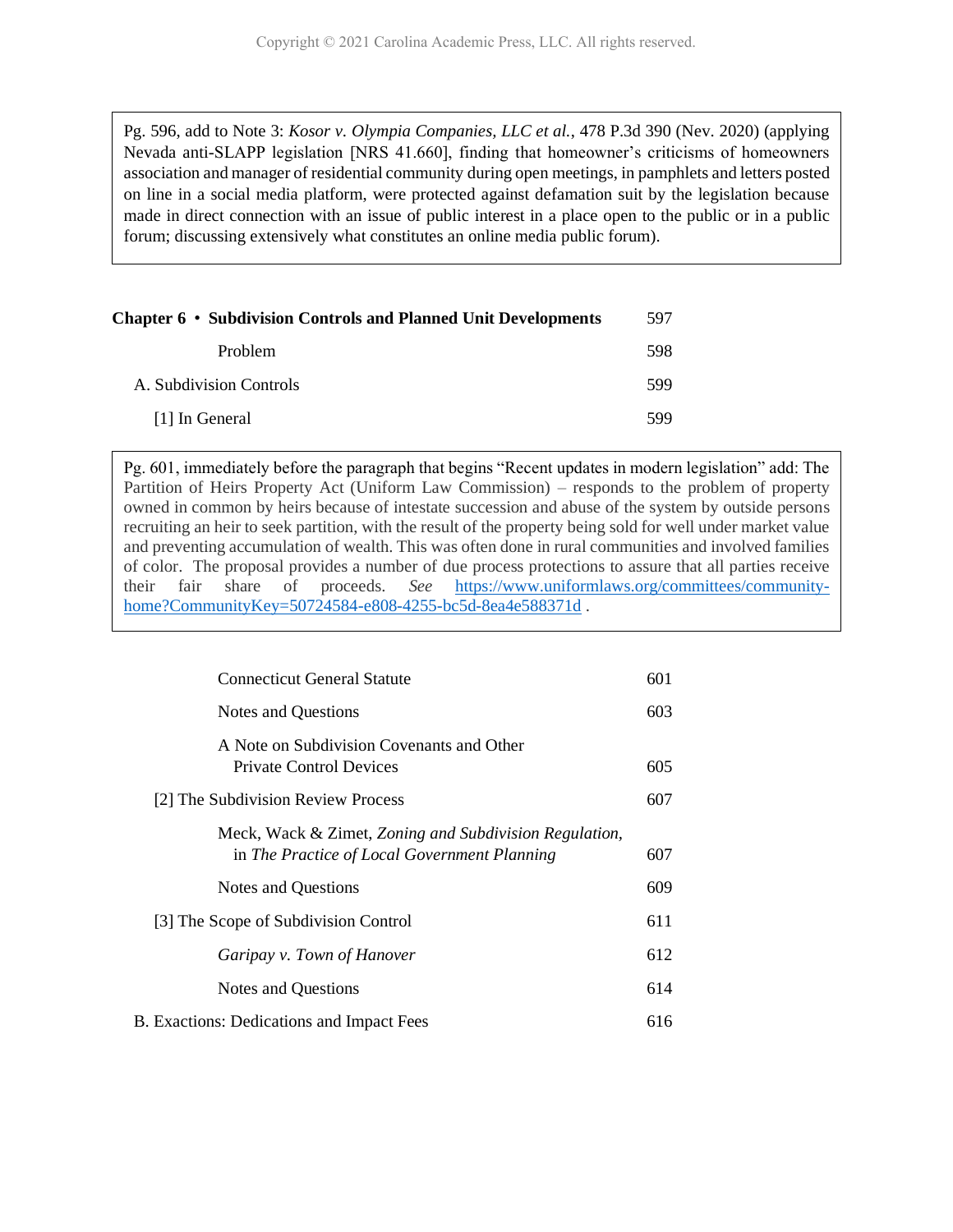> Pg. 596, add to Note 3: *Kosor v. Olympia Companies, LLC et al.*, 478 P.3d 390 (Nev. 2020) (applying Nevada anti-SLAPP legislation [NRS 41.660], finding that homeowner's criticisms of homeowners association and manager of residential community during open meetings, in pamphlets and letters posted on line in a social media platform, were protected against defamation suit by the legislation because made in direct connection with an issue of public interest in a place open to the public or in a public forum; discussing extensively what constitutes an online media public forum).

| | |
|---|---|
| **Chapter 6 • Subdivision Controls and Planned Unit Developments** | 597 |
| Problem | 598 |
| A. Subdivision Controls | 599 |
| [1] In General | 599 |

> Pg. 601, immediately before the paragraph that begins "Recent updates in modern legislation" add: The Partition of Heirs Property Act (Uniform Law Commission) – responds to the problem of property owned in common by heirs because of intestate succession and abuse of the system by outside persons recruiting an heir to seek partition, with the result of the property being sold for well under market value and preventing accumulation of wealth. This was often done in rural communities and involved families of color. The proposal provides a number of due process protections to assure that all parties receive their fair share of proceeds. *See* [https://www.uniformlaws.org/committees/community-home?CommunityKey=50724584-e808-4255-bc5d-8ea4e588371d](https://www.uniformlaws.org/committees/community-home?CommunityKey=50724584-e808-4255-bc5d-8ea4e588371d) .

| | |
|---|---|
| Connecticut General Statute | 601 |
| Notes and Questions | 603 |
| A Note on Subdivision Covenants and Other Private Control Devices | 605 |
| [2] The Subdivision Review Process | 607 |
| Meck, Wack & Zimet, *Zoning and Subdivision Regulation*, in *The Practice of Local Government Planning* | 607 |
| Notes and Questions | 609 |
| [3] The Scope of Subdivision Control | 611 |
| *Garipay v. Town of Hanover* | 612 |
| Notes and Questions | 614 |
| B. Exactions: Dedications and Impact Fees | 616 |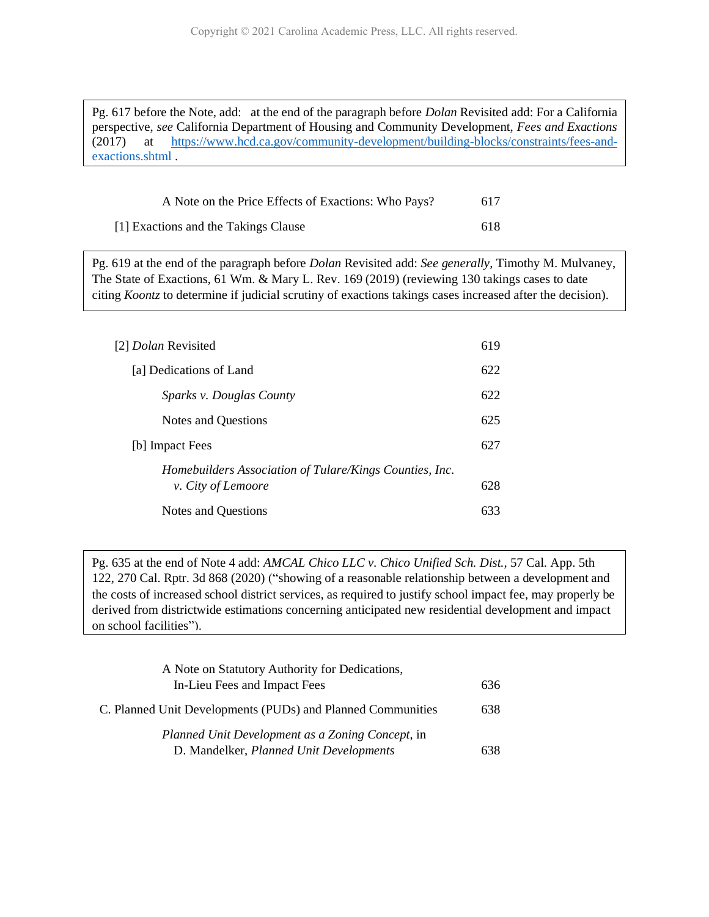> Pg. 617 before the Note, add: at the end of the paragraph before *Dolan* Revisited add: For a California perspective, *see* California Department of Housing and Community Development, *Fees and Exactions* (2017) at https://www.hcd.ca.gov/community-development/building-blocks/constraints/fees-and-exactions.shtml .

A Note on the Price Effects of Exactions: Who Pays? 617

[1] Exactions and the Takings Clause 618

> Pg. 619 at the end of the paragraph before *Dolan* Revisited add: *See generally,* Timothy M. Mulvaney, The State of Exactions, 61 Wm. & Mary L. Rev. 169 (2019) (reviewing 130 takings cases to date citing *Koontz* to determine if judicial scrutiny of exactions takings cases increased after the decision).

[2] *Dolan* Revisited 619

[a] Dedications of Land 622

*Sparks v. Douglas County* 622

Notes and Questions 625

[b] Impact Fees 627

*Homebuilders Association of Tulare/Kings Counties, Inc. v. City of Lemoore* 628

Notes and Questions 633

> Pg. 635 at the end of Note 4 add: *AMCAL Chico LLC v. Chico Unified Sch. Dist.*, 57 Cal. App. 5th 122, 270 Cal. Rptr. 3d 868 (2020) ("showing of a reasonable relationship between a development and the costs of increased school district services, as required to justify school impact fee, may properly be derived from districtwide estimations concerning anticipated new residential development and impact on school facilities").

A Note on Statutory Authority for Dedications, In-Lieu Fees and Impact Fees 636

C. Planned Unit Developments (PUDs) and Planned Communities 638

*Planned Unit Development as a Zoning Concept*, in D. Mandelker, *Planned Unit Developments* 638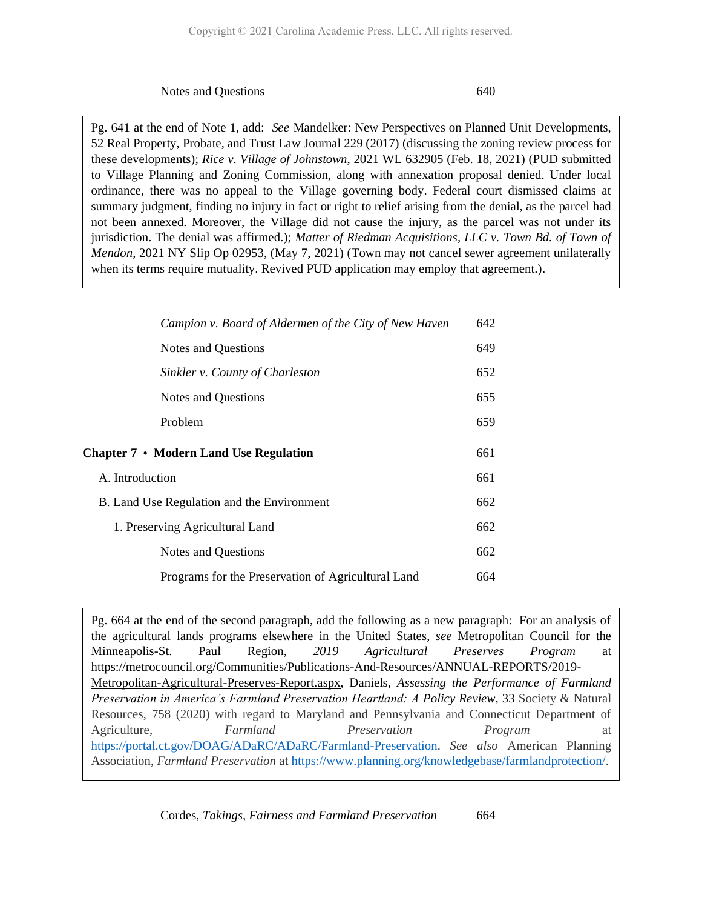Notes and Questions 640

> Pg. 641 at the end of Note 1, add: *See* Mandelker: New Perspectives on Planned Unit Developments, 52 Real Property, Probate, and Trust Law Journal 229 (2017) (discussing the zoning review process for these developments); *Rice v. Village of Johnstown*, 2021 WL 632905 (Feb. 18, 2021) (PUD submitted to Village Planning and Zoning Commission, along with annexation proposal denied. Under local ordinance, there was no appeal to the Village governing body. Federal court dismissed claims at summary judgment, finding no injury in fact or right to relief arising from the denial, as the parcel had not been annexed. Moreover, the Village did not cause the injury, as the parcel was not under its jurisdiction. The denial was affirmed.); *Matter of Riedman Acquisitions, LLC v. Town Bd. of Town of Mendon*, 2021 NY Slip Op 02953, (May 7, 2021) (Town may not cancel sewer agreement unilaterally when its terms require mutuality. Revived PUD application may employ that agreement.).

*Campion v. Board of Aldermen of the City of New Haven* 642

Notes and Questions 649

*Sinkler v. County of Charleston* 652

Notes and Questions 655

Problem 659

**Chapter 7 • Modern Land Use Regulation** 661

A. Introduction 661

B. Land Use Regulation and the Environment 662

1. Preserving Agricultural Land 662

Notes and Questions 662

Programs for the Preservation of Agricultural Land 664

> Pg. 664 at the end of the second paragraph, add the following as a new paragraph: For an analysis of the agricultural lands programs elsewhere in the United States, *see* Metropolitan Council for the Minneapolis-St. Paul Region, *2019 Agricultural Preserves Program* at https://metrocouncil.org/Communities/Publications-And-Resources/ANNUAL-REPORTS/2019-Metropolitan-Agricultural-Preserves-Report.aspx, Daniels, *Assessing the Performance of Farmland Preservation in America's Farmland Preservation Heartland: A Policy Review*, 33 Society & Natural Resources, 758 (2020) with regard to Maryland and Pennsylvania and Connecticut Department of Agriculture, *Farmland Preservation Program* at https://portal.ct.gov/DOAG/ADaRC/ADaRC/Farmland-Preservation. *See also* American Planning Association, *Farmland Preservation* at https://www.planning.org/knowledgebase/farmlandprotection/.

Cordes, *Takings, Fairness and Farmland Preservation* 664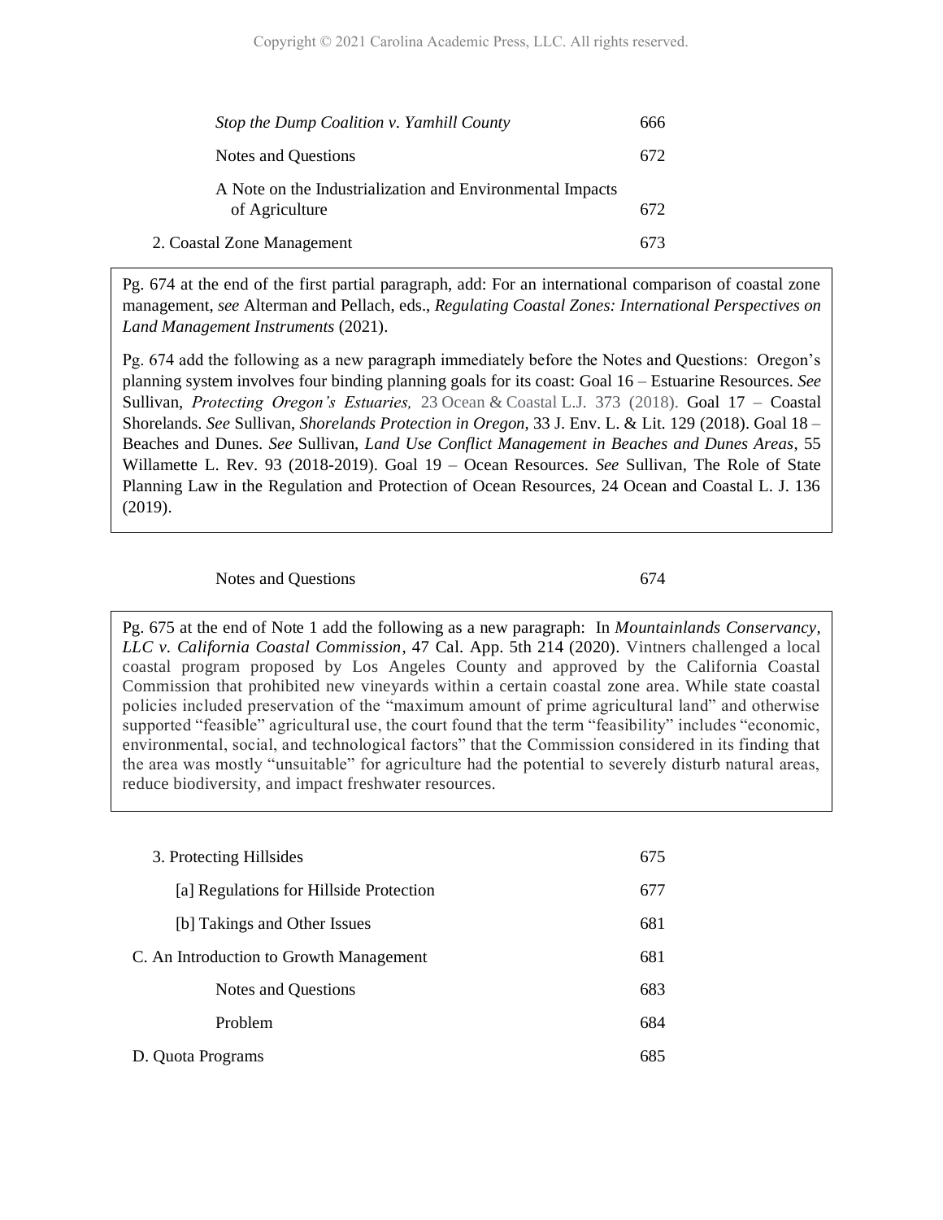*Stop the Dump Coalition v. Yamhill County* 666

Notes and Questions 672

A Note on the Industrialization and Environmental Impacts of Agriculture 672

2. Coastal Zone Management 673

> Pg. 674 at the end of the first partial paragraph, add: For an international comparison of coastal zone management, *see* Alterman and Pellach, eds., *Regulating Coastal Zones: International Perspectives on Land Management Instruments* (2021).
>
> Pg. 674 add the following as a new paragraph immediately before the Notes and Questions: Oregon's planning system involves four binding planning goals for its coast: Goal 16 – Estuarine Resources. *See* Sullivan, *Protecting Oregon's Estuaries,* 23 Ocean & Coastal L.J. 373 (2018). Goal 17 – Coastal Shorelands. *See* Sullivan, *Shorelands Protection in Oregon*, 33 J. Env. L. & Lit. 129 (2018). Goal 18 – Beaches and Dunes. *See* Sullivan, *Land Use Conflict Management in Beaches and Dunes Areas*, 55 Willamette L. Rev. 93 (2018-2019). Goal 19 – Ocean Resources. *See* Sullivan, The Role of State Planning Law in the Regulation and Protection of Ocean Resources, 24 Ocean and Coastal L. J. 136 (2019).

Notes and Questions 674

> Pg. 675 at the end of Note 1 add the following as a new paragraph: In *Mountainlands Conservancy, LLC v. California Coastal Commission*, 47 Cal. App. 5th 214 (2020). Vintners challenged a local coastal program proposed by Los Angeles County and approved by the California Coastal Commission that prohibited new vineyards within a certain coastal zone area. While state coastal policies included preservation of the "maximum amount of prime agricultural land" and otherwise supported "feasible" agricultural use, the court found that the term "feasibility" includes "economic, environmental, social, and technological factors" that the Commission considered in its finding that the area was mostly "unsuitable" for agriculture had the potential to severely disturb natural areas, reduce biodiversity, and impact freshwater resources.

3. Protecting Hillsides 675

[a] Regulations for Hillside Protection 677

[b] Takings and Other Issues 681

C. An Introduction to Growth Management 681

Notes and Questions 683

Problem 684

D. Quota Programs 685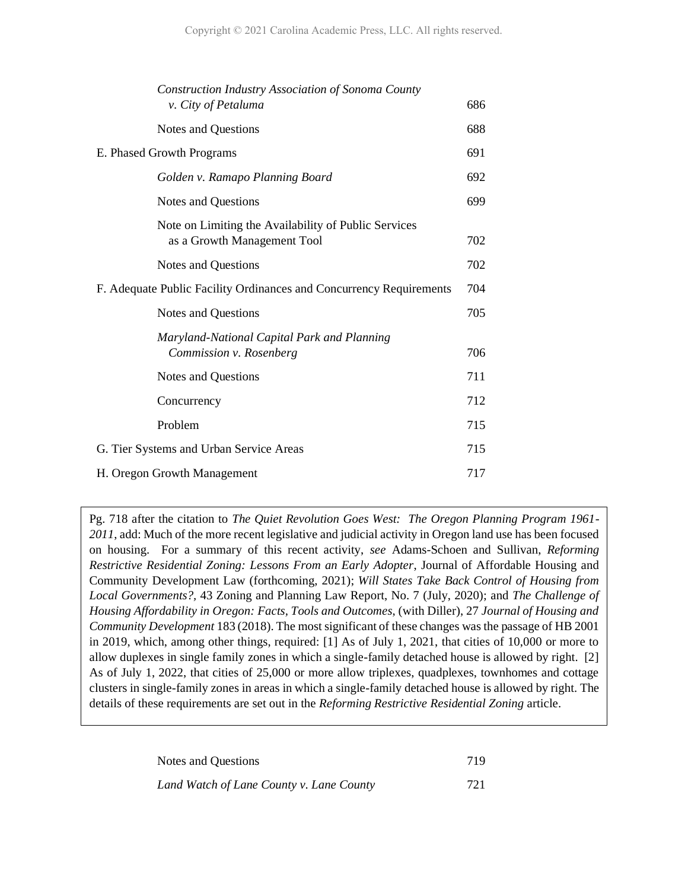*Construction Industry Association of Sonoma County v. City of Petaluma* 686

Notes and Questions 688

E. Phased Growth Programs 691

*Golden v. Ramapo Planning Board* 692

Notes and Questions 699

Note on Limiting the Availability of Public Services as a Growth Management Tool 702

Notes and Questions 702

F. Adequate Public Facility Ordinances and Concurrency Requirements 704

Notes and Questions 705

*Maryland-National Capital Park and Planning Commission v. Rosenberg* 706

Notes and Questions 711

Concurrency 712

Problem 715

G. Tier Systems and Urban Service Areas 715

H. Oregon Growth Management 717

> Pg. 718 after the citation to *The Quiet Revolution Goes West: The Oregon Planning Program 1961-2011*, add: Much of the more recent legislative and judicial activity in Oregon land use has been focused on housing. For a summary of this recent activity, *see* Adams-Schoen and Sullivan, *Reforming Restrictive Residential Zoning: Lessons From an Early Adopter*, Journal of Affordable Housing and Community Development Law (forthcoming, 2021); *Will States Take Back Control of Housing from Local Governments?*, 43 Zoning and Planning Law Report, No. 7 (July, 2020); and *The Challenge of Housing Affordability in Oregon: Facts, Tools and Outcomes*, (with Diller), 27 *Journal of Housing and Community Development* 183 (2018). The most significant of these changes was the passage of HB 2001 in 2019, which, among other things, required: [1] As of July 1, 2021, that cities of 10,000 or more to allow duplexes in single family zones in which a single-family detached house is allowed by right. [2] As of July 1, 2022, that cities of 25,000 or more allow triplexes, quadplexes, townhomes and cottage clusters in single-family zones in areas in which a single-family detached house is allowed by right. The details of these requirements are set out in the *Reforming Restrictive Residential Zoning* article.

Notes and Questions 719

*Land Watch of Lane County v. Lane County* 721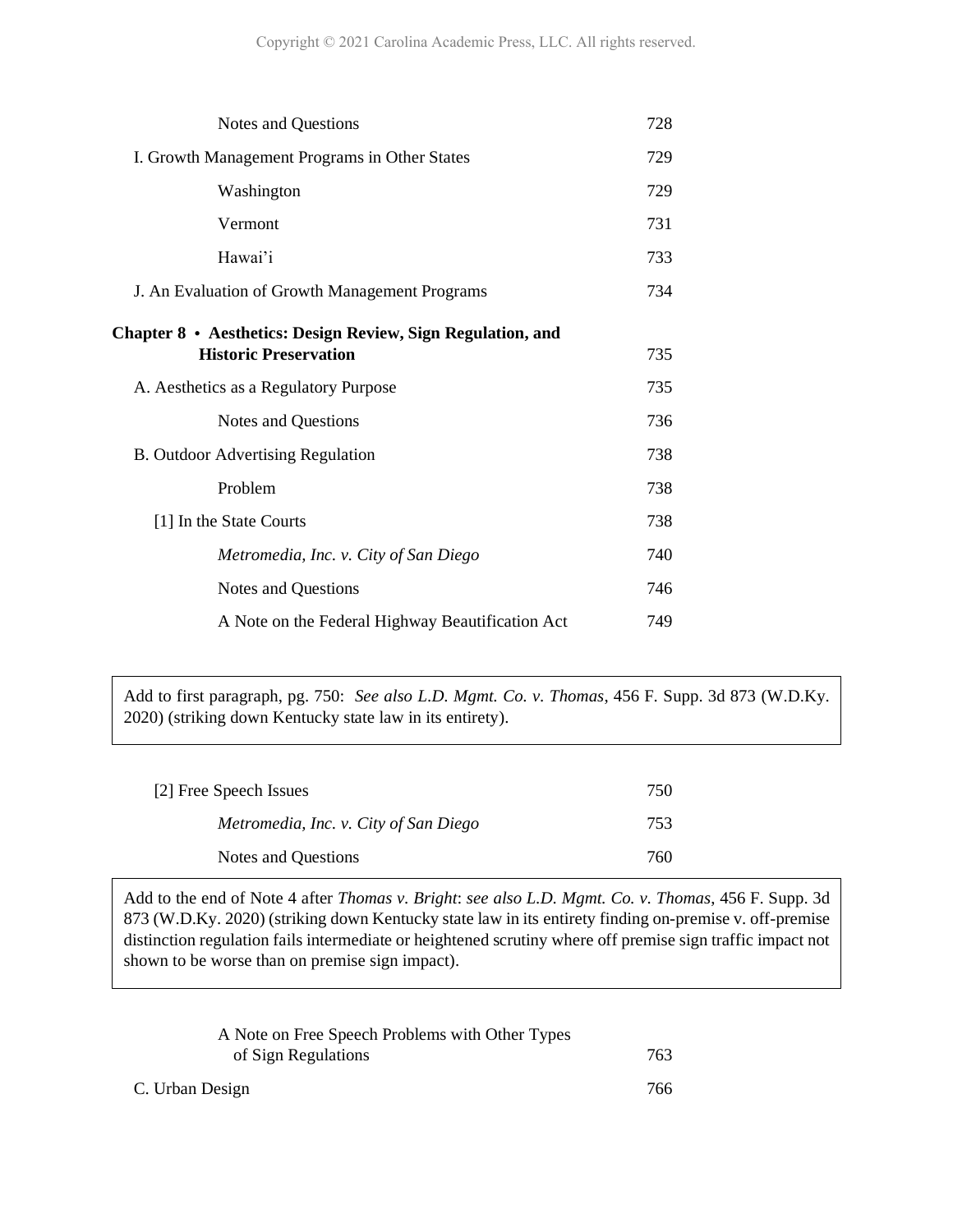| | |
|---|---|
| Notes and Questions | 728 |
| I. Growth Management Programs in Other States | 729 |
| Washington | 729 |
| Vermont | 731 |
| Hawai'i | 733 |
| J. An Evaluation of Growth Management Programs | 734 |

**Chapter 8 • Aesthetics: Design Review, Sign Regulation, and Historic Preservation** 735

| | |
|---|---|
| A. Aesthetics as a Regulatory Purpose | 735 |
| Notes and Questions | 736 |
| B. Outdoor Advertising Regulation | 738 |
| Problem | 738 |
| [1] In the State Courts | 738 |
| *Metromedia, Inc. v. City of San Diego* | 740 |
| Notes and Questions | 746 |
| A Note on the Federal Highway Beautification Act | 749 |

> Add to first paragraph, pg. 750: *See also L.D. Mgmt. Co. v. Thomas*, 456 F. Supp. 3d 873 (W.D.Ky. 2020) (striking down Kentucky state law in its entirety).

| | |
|---|---|
| [2] Free Speech Issues | 750 |
| *Metromedia, Inc. v. City of San Diego* | 753 |
| Notes and Questions | 760 |

> Add to the end of Note 4 after *Thomas v. Bright*: *see also L.D. Mgmt. Co. v. Thomas*, 456 F. Supp. 3d 873 (W.D.Ky. 2020) (striking down Kentucky state law in its entirety finding on-premise v. off-premise distinction regulation fails intermediate or heightened scrutiny where off premise sign traffic impact not shown to be worse than on premise sign impact).

| | |
|---|---|
| A Note on Free Speech Problems with Other Types of Sign Regulations | 763 |
| C. Urban Design | 766 |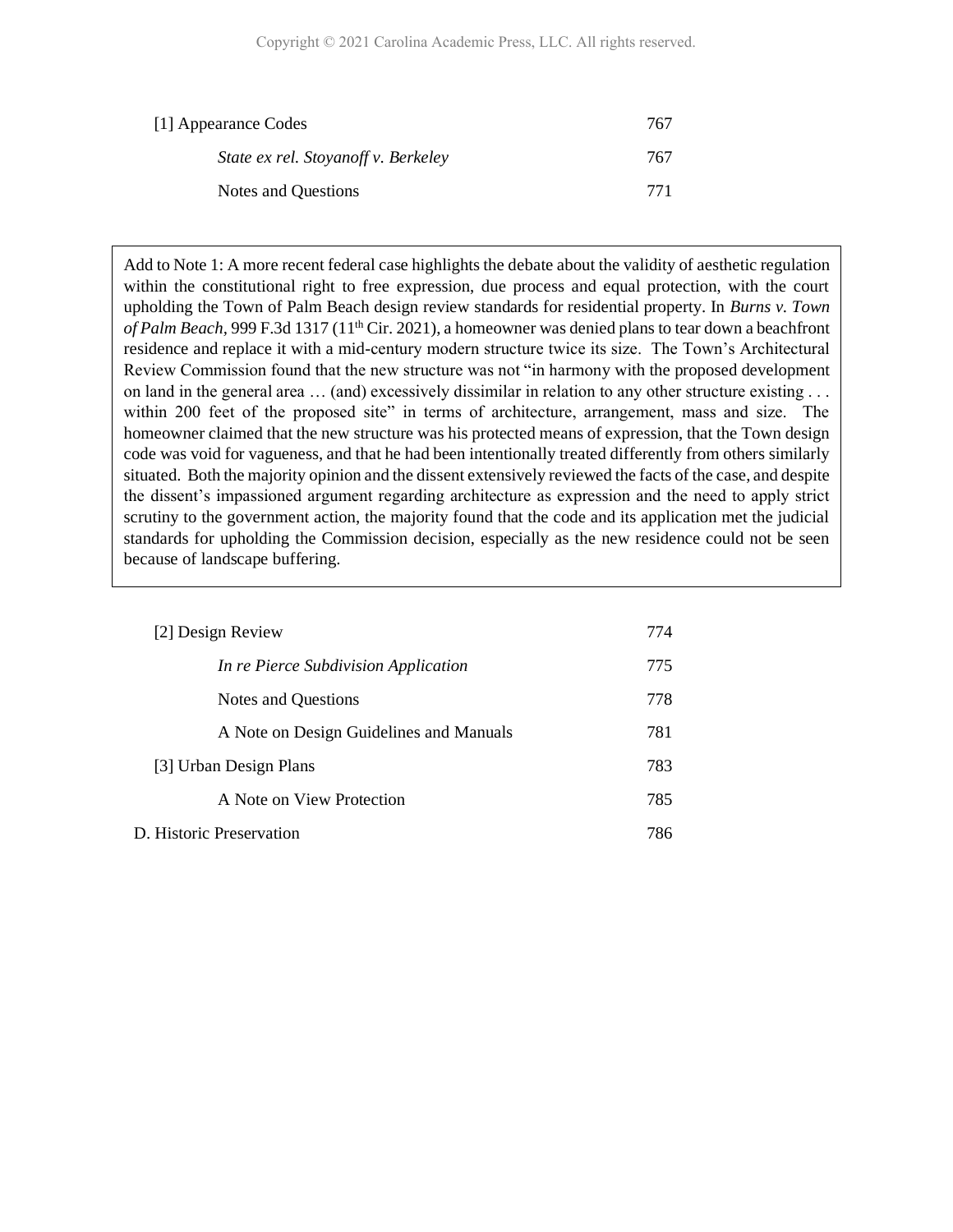| | |
|---|---|
| [1] Appearance Codes | 767 |
| *State ex rel. Stoyanoff v. Berkeley* | 767 |
| Notes and Questions | 771 |

Add to Note 1: A more recent federal case highlights the debate about the validity of aesthetic regulation within the constitutional right to free expression, due process and equal protection, with the court upholding the Town of Palm Beach design review standards for residential property. In *Burns v. Town of Palm Beach*, 999 F.3d 1317 (11th Cir. 2021), a homeowner was denied plans to tear down a beachfront residence and replace it with a mid-century modern structure twice its size. The Town's Architectural Review Commission found that the new structure was not "in harmony with the proposed development on land in the general area … (and) excessively dissimilar in relation to any other structure existing . . . within 200 feet of the proposed site" in terms of architecture, arrangement, mass and size. The homeowner claimed that the new structure was his protected means of expression, that the Town design code was void for vagueness, and that he had been intentionally treated differently from others similarly situated. Both the majority opinion and the dissent extensively reviewed the facts of the case, and despite the dissent's impassioned argument regarding architecture as expression and the need to apply strict scrutiny to the government action, the majority found that the code and its application met the judicial standards for upholding the Commission decision, especially as the new residence could not be seen because of landscape buffering.

| | |
|---|---|
| [2] Design Review | 774 |
| *In re Pierce Subdivision Application* | 775 |
| Notes and Questions | 778 |
| A Note on Design Guidelines and Manuals | 781 |
| [3] Urban Design Plans | 783 |
| A Note on View Protection | 785 |
| D. Historic Preservation | 786 |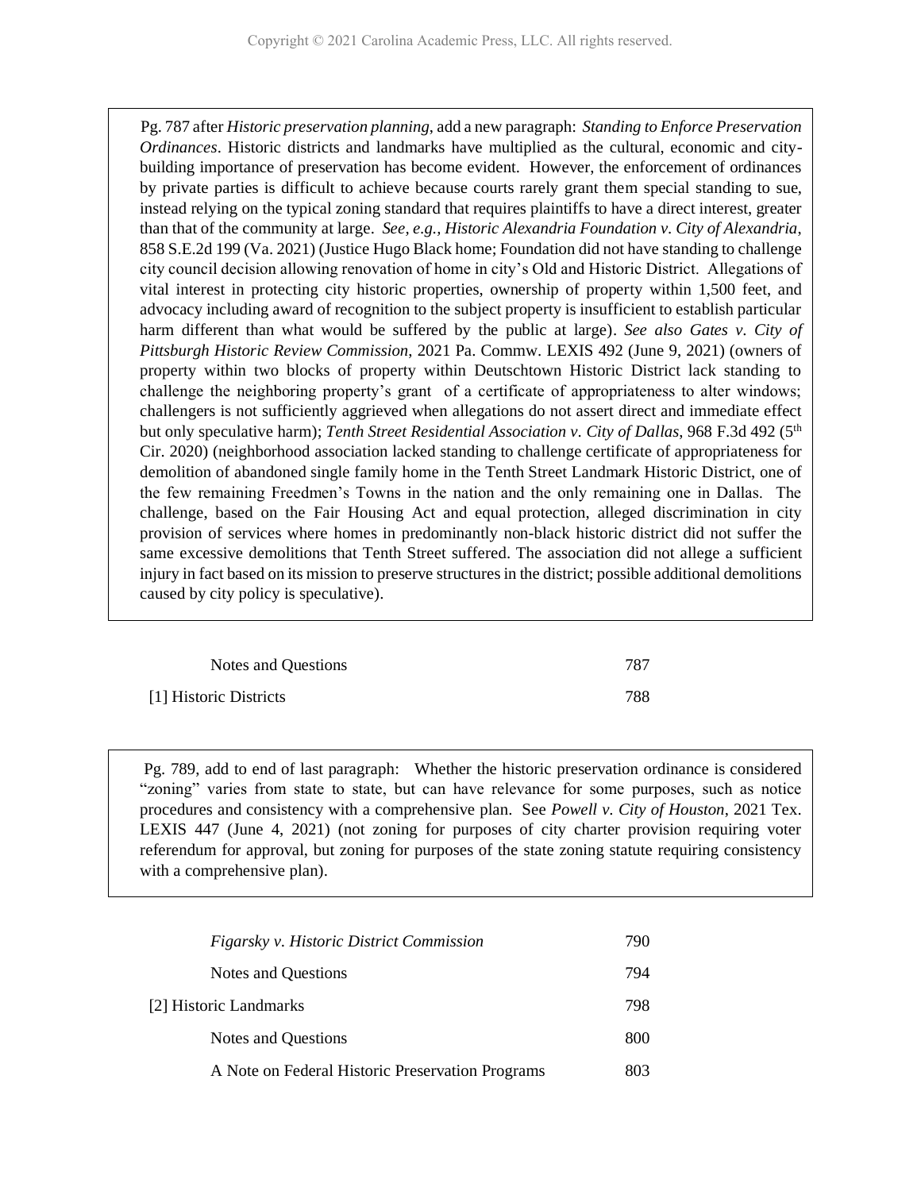Pg. 787 after *Historic preservation planning*, add a new paragraph: *Standing to Enforce Preservation Ordinances*. Historic districts and landmarks have multiplied as the cultural, economic and city-building importance of preservation has become evident. However, the enforcement of ordinances by private parties is difficult to achieve because courts rarely grant them special standing to sue, instead relying on the typical zoning standard that requires plaintiffs to have a direct interest, greater than that of the community at large. *See, e.g., Historic Alexandria Foundation v. City of Alexandria*, 858 S.E.2d 199 (Va. 2021) (Justice Hugo Black home; Foundation did not have standing to challenge city council decision allowing renovation of home in city's Old and Historic District. Allegations of vital interest in protecting city historic properties, ownership of property within 1,500 feet, and advocacy including award of recognition to the subject property is insufficient to establish particular harm different than what would be suffered by the public at large). *See also Gates v. City of Pittsburgh Historic Review Commission*, 2021 Pa. Commw. LEXIS 492 (June 9, 2021) (owners of property within two blocks of property within Deutschtown Historic District lack standing to challenge the neighboring property's grant of a certificate of appropriateness to alter windows; challengers is not sufficiently aggrieved when allegations do not assert direct and immediate effect but only speculative harm); *Tenth Street Residential Association v. City of Dallas*, 968 F.3d 492 (5th Cir. 2020) (neighborhood association lacked standing to challenge certificate of appropriateness for demolition of abandoned single family home in the Tenth Street Landmark Historic District, one of the few remaining Freedmen's Towns in the nation and the only remaining one in Dallas. The challenge, based on the Fair Housing Act and equal protection, alleged discrimination in city provision of services where homes in predominantly non-black historic district did not suffer the same excessive demolitions that Tenth Street suffered. The association did not allege a sufficient injury in fact based on its mission to preserve structures in the district; possible additional demolitions caused by city policy is speculative).

| | |
|---|---|
| Notes and Questions | 787 |
| [1] Historic Districts | 788 |

Pg. 789, add to end of last paragraph: Whether the historic preservation ordinance is considered "zoning" varies from state to state, but can have relevance for some purposes, such as notice procedures and consistency with a comprehensive plan. See *Powell v. City of Houston*, 2021 Tex. LEXIS 447 (June 4, 2021) (not zoning for purposes of city charter provision requiring voter referendum for approval, but zoning for purposes of the state zoning statute requiring consistency with a comprehensive plan).

| | |
|---|---|
| *Figarsky v. Historic District Commission* | 790 |
| Notes and Questions | 794 |
| [2] Historic Landmarks | 798 |
| Notes and Questions | 800 |
| A Note on Federal Historic Preservation Programs | 803 |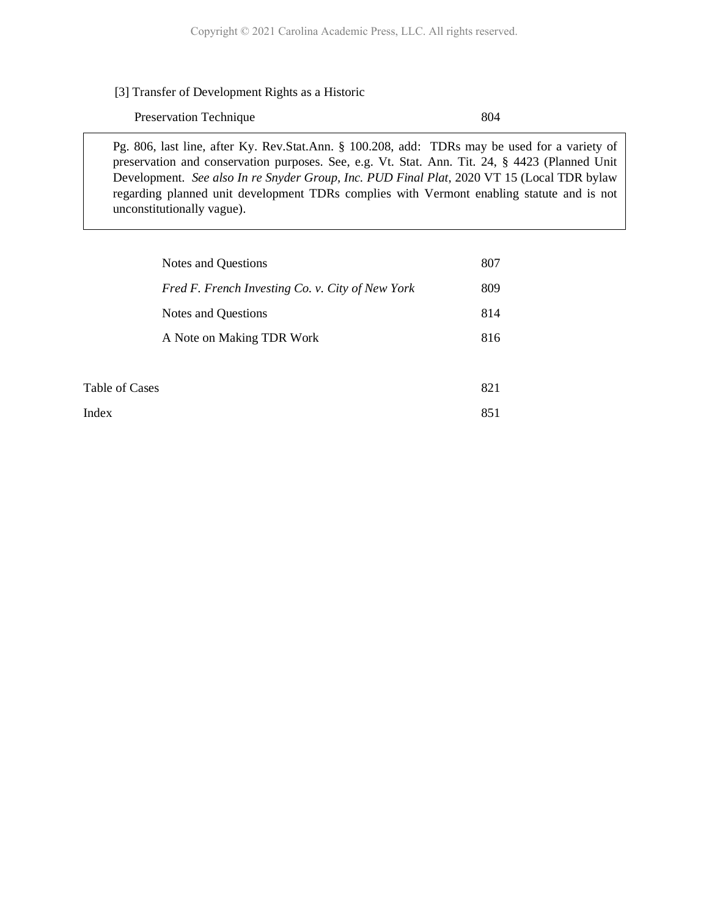[3] Transfer of Development Rights as a Historic Preservation Technique 804

> Pg. 806, last line, after Ky. Rev.Stat.Ann. § 100.208, add: TDRs may be used for a variety of preservation and conservation purposes. See, e.g. Vt. Stat. Ann. Tit. 24, § 4423 (Planned Unit Development. *See also In re Snyder Group, Inc. PUD Final Plat*, 2020 VT 15 (Local TDR bylaw regarding planned unit development TDRs complies with Vermont enabling statute and is not unconstitutionally vague).

Notes and Questions 807

*Fred F. French Investing Co. v. City of New York* 809

Notes and Questions 814

A Note on Making TDR Work 816

Table of Cases 821

Index 851